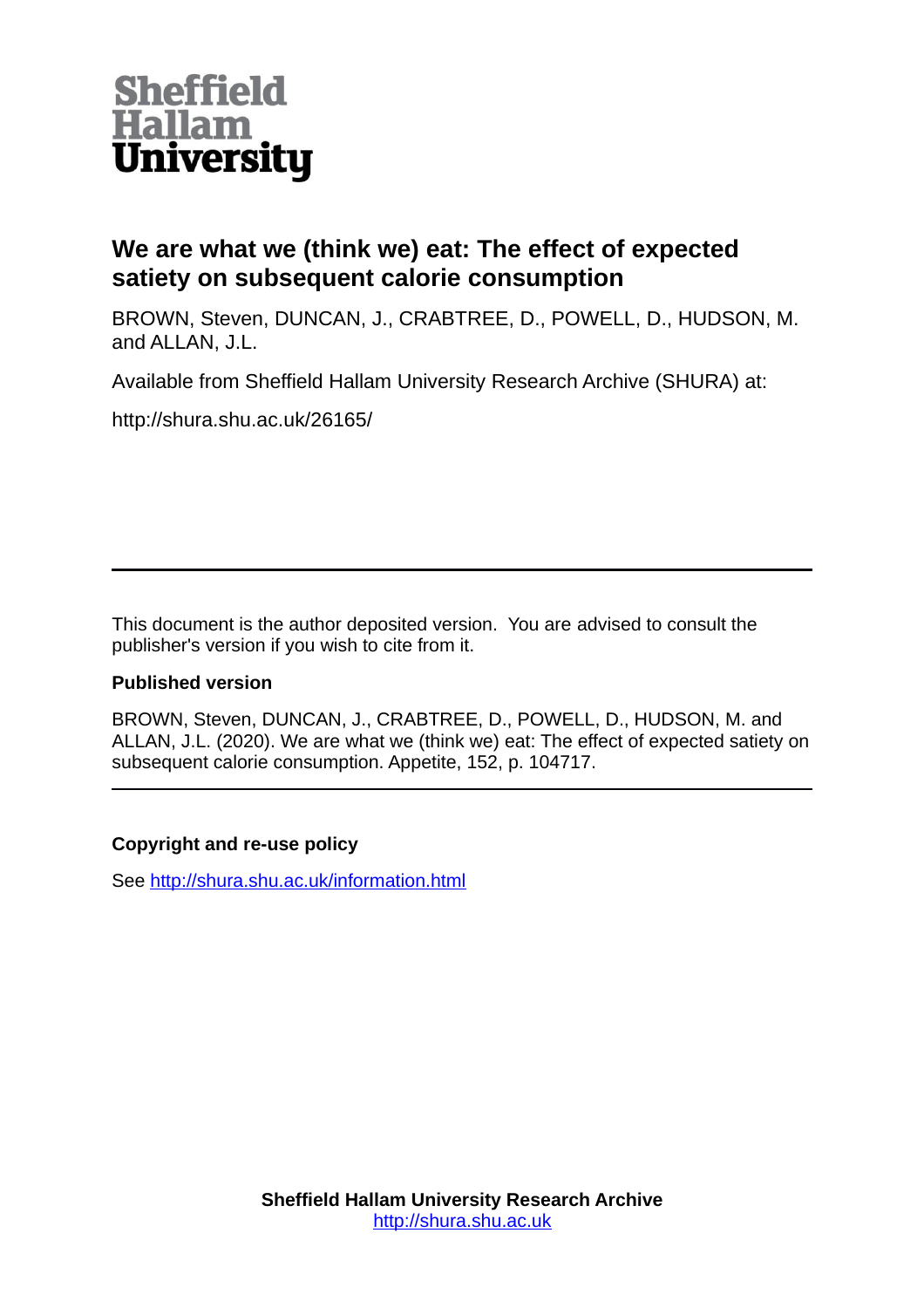**Sheffield Hallam University**

# We are what we (think we) eat: The effect of expected satiety on subsequent calorie consumption

BROWN, Steven, DUNCAN, J., CRABTREE, D., POWELL, D., HUDSON, M. and ALLAN, J.L.

Available from Sheffield Hallam University Research Archive (SHURA) at:

http://shura.shu.ac.uk/26165/

---

This document is the author deposited version. You are advised to consult the publisher's version if you wish to cite from it.

### Published version

BROWN, Steven, DUNCAN, J., CRABTREE, D., POWELL, D., HUDSON, M. and ALLAN, J.L. (2020). We are what we (think we) eat: The effect of expected satiety on subsequent calorie consumption. Appetite, 152, p. 104717.

---

### Copyright and re-use policy

See http://shura.shu.ac.uk/information.html

**Sheffield Hallam University Research Archive**
http://shura.shu.ac.uk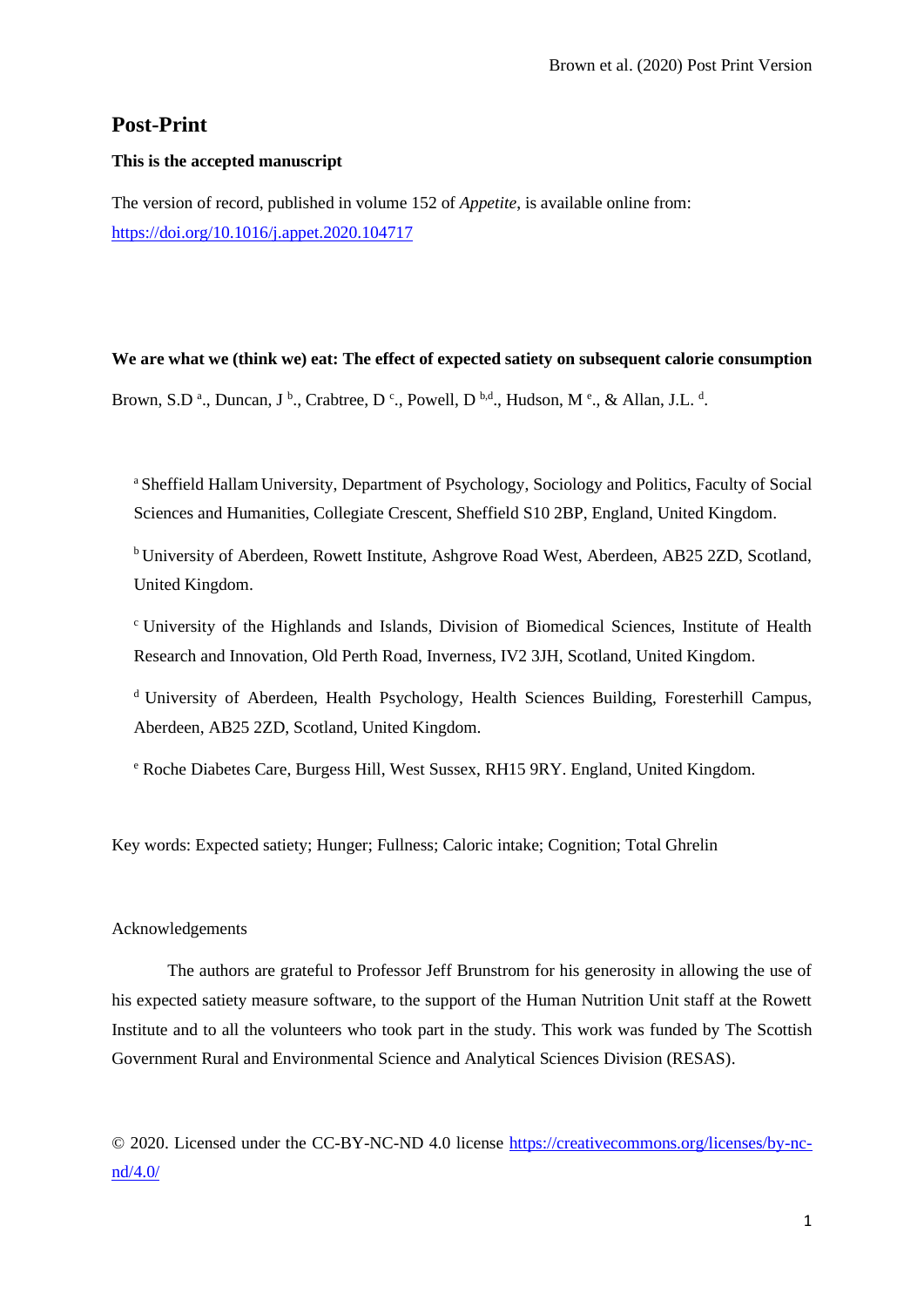# Post-Print

**This is the accepted manuscript**

The version of record, published in volume 152 of *Appetite*, is available online from: [https://doi.org/10.1016/j.appet.2020.104717](https://doi.org/10.1016/j.appet.2020.104717)

**We are what we (think we) eat: The effect of expected satiety on subsequent calorie consumption**

Brown, S.D [a]., Duncan, J [b]., Crabtree, D [c]., Powell, D [b,d]., Hudson, M [e]., & Allan, J.L. [d].

[a] Sheffield Hallam University, Department of Psychology, Sociology and Politics, Faculty of Social Sciences and Humanities, Collegiate Crescent, Sheffield S10 2BP, England, United Kingdom.

[b] University of Aberdeen, Rowett Institute, Ashgrove Road West, Aberdeen, AB25 2ZD, Scotland, United Kingdom.

[c] University of the Highlands and Islands, Division of Biomedical Sciences, Institute of Health Research and Innovation, Old Perth Road, Inverness, IV2 3JH, Scotland, United Kingdom.

[d] University of Aberdeen, Health Psychology, Health Sciences Building, Foresterhill Campus, Aberdeen, AB25 2ZD, Scotland, United Kingdom.

[e] Roche Diabetes Care, Burgess Hill, West Sussex, RH15 9RY. England, United Kingdom.

Key words: Expected satiety; Hunger; Fullness; Caloric intake; Cognition; Total Ghrelin

Acknowledgements

The authors are grateful to Professor Jeff Brunstrom for his generosity in allowing the use of his expected satiety measure software, to the support of the Human Nutrition Unit staff at the Rowett Institute and to all the volunteers who took part in the study. This work was funded by The Scottish Government Rural and Environmental Science and Analytical Sciences Division (RESAS).

© 2020. Licensed under the CC-BY-NC-ND 4.0 license [https://creativecommons.org/licenses/by-nc-nd/4.0/](https://creativecommons.org/licenses/by-nc-nd/4.0/)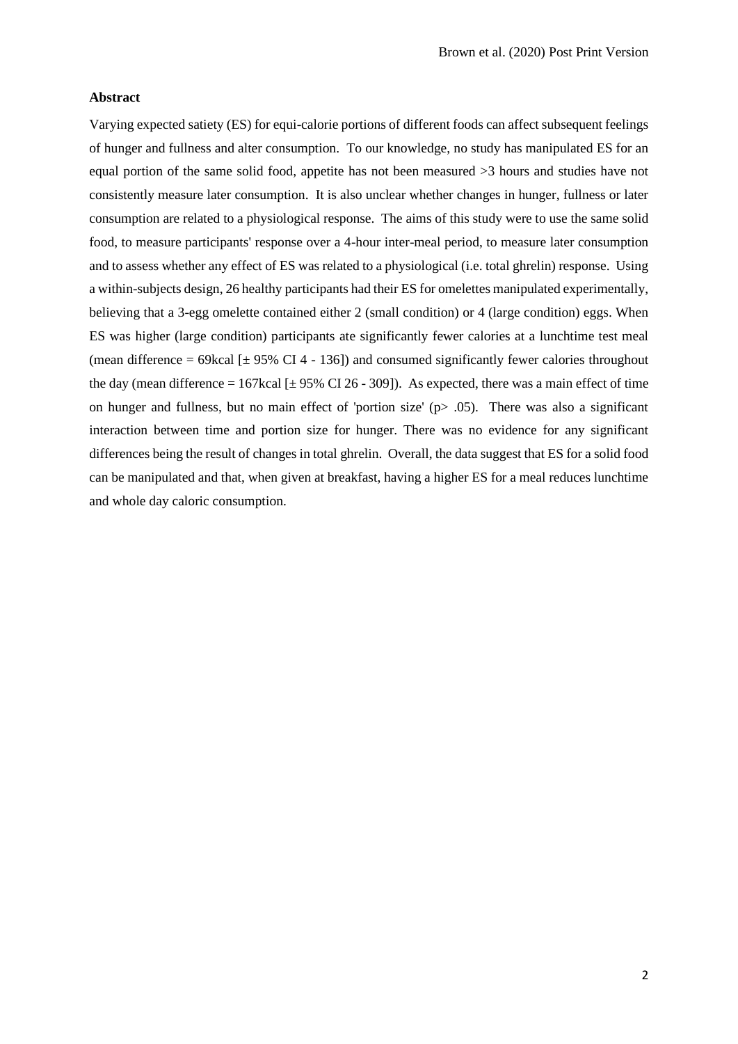### Abstract

Varying expected satiety (ES) for equi-calorie portions of different foods can affect subsequent feelings of hunger and fullness and alter consumption. To our knowledge, no study has manipulated ES for an equal portion of the same solid food, appetite has not been measured >3 hours and studies have not consistently measure later consumption. It is also unclear whether changes in hunger, fullness or later consumption are related to a physiological response. The aims of this study were to use the same solid food, to measure participants' response over a 4-hour inter-meal period, to measure later consumption and to assess whether any effect of ES was related to a physiological (i.e. total ghrelin) response. Using a within-subjects design, 26 healthy participants had their ES for omelettes manipulated experimentally, believing that a 3-egg omelette contained either 2 (small condition) or 4 (large condition) eggs. When ES was higher (large condition) participants ate significantly fewer calories at a lunchtime test meal (mean difference = 69kcal [± 95% CI 4 - 136]) and consumed significantly fewer calories throughout the day (mean difference = 167kcal [± 95% CI 26 - 309]). As expected, there was a main effect of time on hunger and fullness, but no main effect of 'portion size' ($p > .05$). There was also a significant interaction between time and portion size for hunger. There was no evidence for any significant differences being the result of changes in total ghrelin. Overall, the data suggest that ES for a solid food can be manipulated and that, when given at breakfast, having a higher ES for a meal reduces lunchtime and whole day caloric consumption.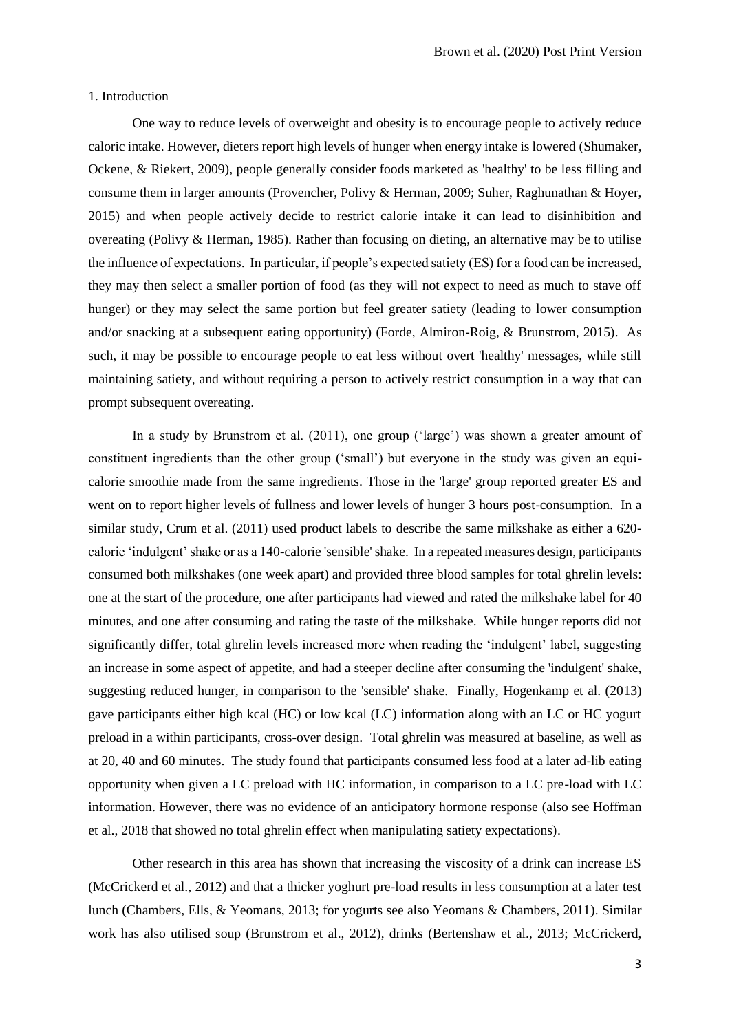## 1. Introduction

One way to reduce levels of overweight and obesity is to encourage people to actively reduce caloric intake. However, dieters report high levels of hunger when energy intake is lowered (Shumaker, Ockene, & Riekert, 2009), people generally consider foods marketed as 'healthy' to be less filling and consume them in larger amounts (Provencher, Polivy & Herman, 2009; Suher, Raghunathan & Hoyer, 2015) and when people actively decide to restrict calorie intake it can lead to disinhibition and overeating (Polivy & Herman, 1985). Rather than focusing on dieting, an alternative may be to utilise the influence of expectations. In particular, if people's expected satiety (ES) for a food can be increased, they may then select a smaller portion of food (as they will not expect to need as much to stave off hunger) or they may select the same portion but feel greater satiety (leading to lower consumption and/or snacking at a subsequent eating opportunity) (Forde, Almiron-Roig, & Brunstrom, 2015). As such, it may be possible to encourage people to eat less without overt 'healthy' messages, while still maintaining satiety, and without requiring a person to actively restrict consumption in a way that can prompt subsequent overeating.

In a study by Brunstrom et al. (2011), one group ('large') was shown a greater amount of constituent ingredients than the other group ('small') but everyone in the study was given an equi-calorie smoothie made from the same ingredients. Those in the 'large' group reported greater ES and went on to report higher levels of fullness and lower levels of hunger 3 hours post-consumption. In a similar study, Crum et al. (2011) used product labels to describe the same milkshake as either a 620-calorie 'indulgent' shake or as a 140-calorie 'sensible' shake. In a repeated measures design, participants consumed both milkshakes (one week apart) and provided three blood samples for total ghrelin levels: one at the start of the procedure, one after participants had viewed and rated the milkshake label for 40 minutes, and one after consuming and rating the taste of the milkshake. While hunger reports did not significantly differ, total ghrelin levels increased more when reading the 'indulgent' label, suggesting an increase in some aspect of appetite, and had a steeper decline after consuming the 'indulgent' shake, suggesting reduced hunger, in comparison to the 'sensible' shake. Finally, Hogenkamp et al. (2013) gave participants either high kcal (HC) or low kcal (LC) information along with an LC or HC yogurt preload in a within participants, cross-over design. Total ghrelin was measured at baseline, as well as at 20, 40 and 60 minutes. The study found that participants consumed less food at a later ad-lib eating opportunity when given a LC preload with HC information, in comparison to a LC pre-load with LC information. However, there was no evidence of an anticipatory hormone response (also see Hoffman et al., 2018 that showed no total ghrelin effect when manipulating satiety expectations).

Other research in this area has shown that increasing the viscosity of a drink can increase ES (McCrickerd et al., 2012) and that a thicker yoghurt pre-load results in less consumption at a later test lunch (Chambers, Ells, & Yeomans, 2013; for yogurts see also Yeomans & Chambers, 2011). Similar work has also utilised soup (Brunstrom et al., 2012), drinks (Bertenshaw et al., 2013; McCrickerd,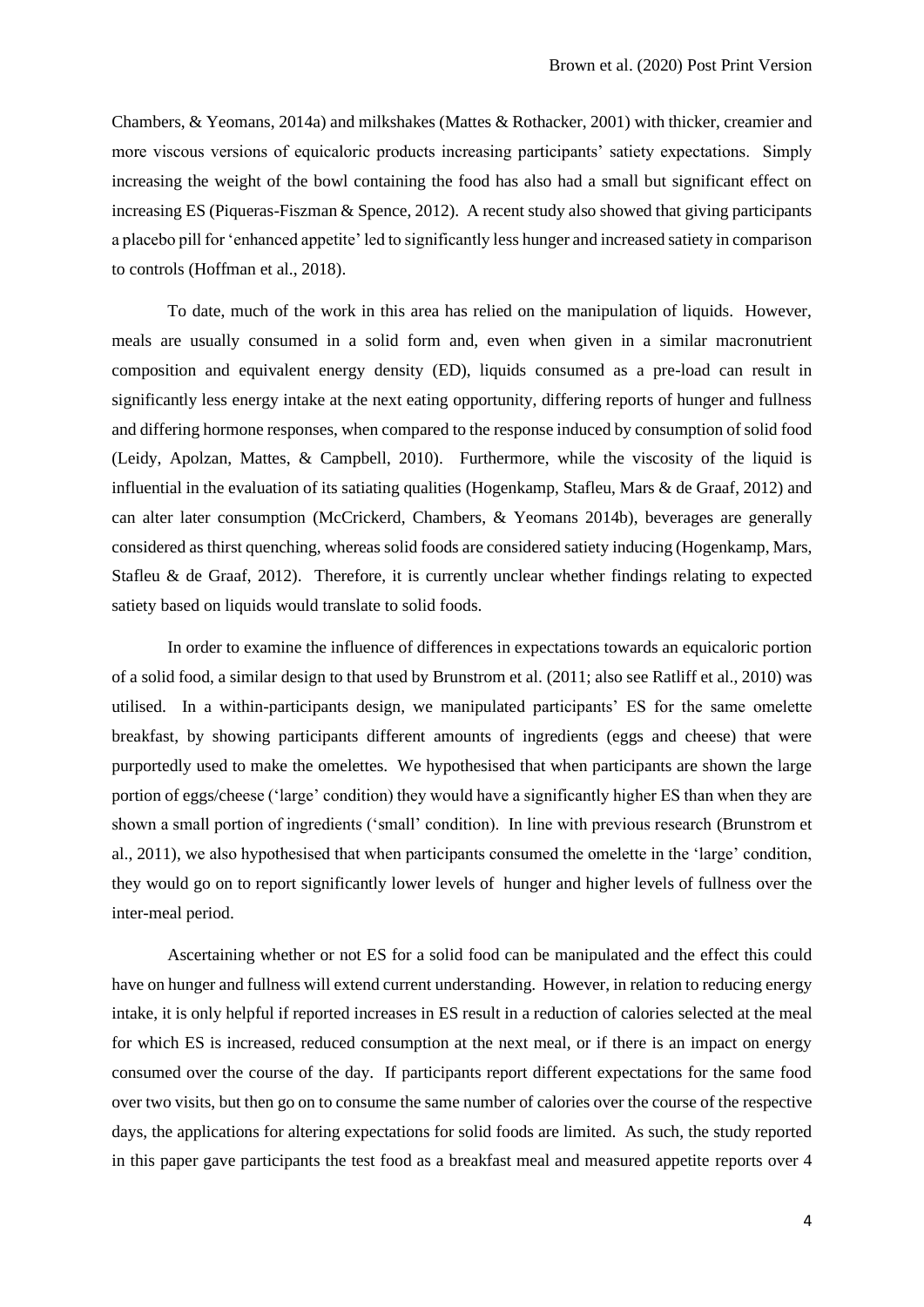Chambers, & Yeomans, 2014a) and milkshakes (Mattes & Rothacker, 2001) with thicker, creamier and more viscous versions of equicaloric products increasing participants' satiety expectations. Simply increasing the weight of the bowl containing the food has also had a small but significant effect on increasing ES (Piqueras-Fiszman & Spence, 2012). A recent study also showed that giving participants a placebo pill for 'enhanced appetite' led to significantly less hunger and increased satiety in comparison to controls (Hoffman et al., 2018).

To date, much of the work in this area has relied on the manipulation of liquids. However, meals are usually consumed in a solid form and, even when given in a similar macronutrient composition and equivalent energy density (ED), liquids consumed as a pre-load can result in significantly less energy intake at the next eating opportunity, differing reports of hunger and fullness and differing hormone responses, when compared to the response induced by consumption of solid food (Leidy, Apolzan, Mattes, & Campbell, 2010). Furthermore, while the viscosity of the liquid is influential in the evaluation of its satiating qualities (Hogenkamp, Stafleu, Mars & de Graaf, 2012) and can alter later consumption (McCrickerd, Chambers, & Yeomans 2014b), beverages are generally considered as thirst quenching, whereas solid foods are considered satiety inducing (Hogenkamp, Mars, Stafleu & de Graaf, 2012). Therefore, it is currently unclear whether findings relating to expected satiety based on liquids would translate to solid foods.

In order to examine the influence of differences in expectations towards an equicaloric portion of a solid food, a similar design to that used by Brunstrom et al. (2011; also see Ratliff et al., 2010) was utilised. In a within-participants design, we manipulated participants' ES for the same omelette breakfast, by showing participants different amounts of ingredients (eggs and cheese) that were purportedly used to make the omelettes. We hypothesised that when participants are shown the large portion of eggs/cheese ('large' condition) they would have a significantly higher ES than when they are shown a small portion of ingredients ('small' condition). In line with previous research (Brunstrom et al., 2011), we also hypothesised that when participants consumed the omelette in the 'large' condition, they would go on to report significantly lower levels of hunger and higher levels of fullness over the inter-meal period.

Ascertaining whether or not ES for a solid food can be manipulated and the effect this could have on hunger and fullness will extend current understanding. However, in relation to reducing energy intake, it is only helpful if reported increases in ES result in a reduction of calories selected at the meal for which ES is increased, reduced consumption at the next meal, or if there is an impact on energy consumed over the course of the day. If participants report different expectations for the same food over two visits, but then go on to consume the same number of calories over the course of the respective days, the applications for altering expectations for solid foods are limited. As such, the study reported in this paper gave participants the test food as a breakfast meal and measured appetite reports over 4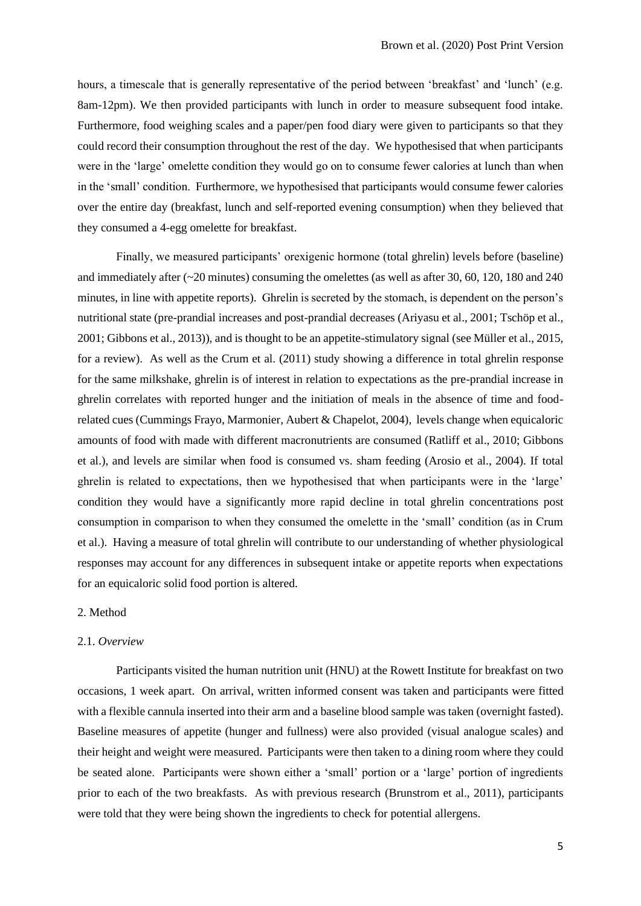hours, a timescale that is generally representative of the period between 'breakfast' and 'lunch' (e.g. 8am-12pm). We then provided participants with lunch in order to measure subsequent food intake. Furthermore, food weighing scales and a paper/pen food diary were given to participants so that they could record their consumption throughout the rest of the day. We hypothesised that when participants were in the 'large' omelette condition they would go on to consume fewer calories at lunch than when in the 'small' condition. Furthermore, we hypothesised that participants would consume fewer calories over the entire day (breakfast, lunch and self-reported evening consumption) when they believed that they consumed a 4-egg omelette for breakfast.

Finally, we measured participants' orexigenic hormone (total ghrelin) levels before (baseline) and immediately after (~20 minutes) consuming the omelettes (as well as after 30, 60, 120, 180 and 240 minutes, in line with appetite reports). Ghrelin is secreted by the stomach, is dependent on the person's nutritional state (pre-prandial increases and post-prandial decreases (Ariyasu et al., 2001; Tschöp et al., 2001; Gibbons et al., 2013)), and is thought to be an appetite-stimulatory signal (see Müller et al., 2015, for a review). As well as the Crum et al. (2011) study showing a difference in total ghrelin response for the same milkshake, ghrelin is of interest in relation to expectations as the pre-prandial increase in ghrelin correlates with reported hunger and the initiation of meals in the absence of time and food-related cues (Cummings Frayo, Marmonier, Aubert & Chapelot, 2004), levels change when equicaloric amounts of food with made with different macronutrients are consumed (Ratliff et al., 2010; Gibbons et al.), and levels are similar when food is consumed vs. sham feeding (Arosio et al., 2004). If total ghrelin is related to expectations, then we hypothesised that when participants were in the 'large' condition they would have a significantly more rapid decline in total ghrelin concentrations post consumption in comparison to when they consumed the omelette in the 'small' condition (as in Crum et al.). Having a measure of total ghrelin will contribute to our understanding of whether physiological responses may account for any differences in subsequent intake or appetite reports when expectations for an equicaloric solid food portion is altered.

## 2. Method

### 2.1. *Overview*

Participants visited the human nutrition unit (HNU) at the Rowett Institute for breakfast on two occasions, 1 week apart. On arrival, written informed consent was taken and participants were fitted with a flexible cannula inserted into their arm and a baseline blood sample was taken (overnight fasted). Baseline measures of appetite (hunger and fullness) were also provided (visual analogue scales) and their height and weight were measured. Participants were then taken to a dining room where they could be seated alone. Participants were shown either a 'small' portion or a 'large' portion of ingredients prior to each of the two breakfasts. As with previous research (Brunstrom et al., 2011), participants were told that they were being shown the ingredients to check for potential allergens.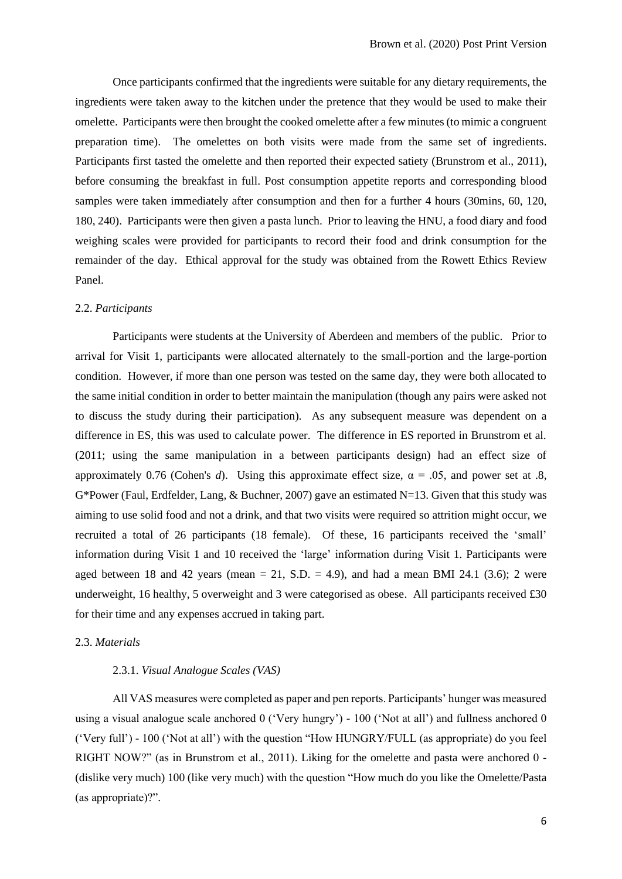Once participants confirmed that the ingredients were suitable for any dietary requirements, the ingredients were taken away to the kitchen under the pretence that they would be used to make their omelette. Participants were then brought the cooked omelette after a few minutes (to mimic a congruent preparation time). The omelettes on both visits were made from the same set of ingredients. Participants first tasted the omelette and then reported their expected satiety (Brunstrom et al., 2011), before consuming the breakfast in full. Post consumption appetite reports and corresponding blood samples were taken immediately after consumption and then for a further 4 hours (30mins, 60, 120, 180, 240). Participants were then given a pasta lunch. Prior to leaving the HNU, a food diary and food weighing scales were provided for participants to record their food and drink consumption for the remainder of the day. Ethical approval for the study was obtained from the Rowett Ethics Review Panel.

### 2.2. *Participants*

Participants were students at the University of Aberdeen and members of the public. Prior to arrival for Visit 1, participants were allocated alternately to the small-portion and the large-portion condition. However, if more than one person was tested on the same day, they were both allocated to the same initial condition in order to better maintain the manipulation (though any pairs were asked not to discuss the study during their participation). As any subsequent measure was dependent on a difference in ES, this was used to calculate power. The difference in ES reported in Brunstrom et al. (2011; using the same manipulation in a between participants design) had an effect size of approximately 0.76 (Cohen's *d*). Using this approximate effect size, $\alpha = .05$, and power set at .8, G*Power (Faul, Erdfelder, Lang, & Buchner, 2007) gave an estimated N=13. Given that this study was aiming to use solid food and not a drink, and that two visits were required so attrition might occur, we recruited a total of 26 participants (18 female). Of these, 16 participants received the 'small' information during Visit 1 and 10 received the 'large' information during Visit 1. Participants were aged between 18 and 42 years (mean = 21, S.D. = 4.9), and had a mean BMI 24.1 (3.6); 2 were underweight, 16 healthy, 5 overweight and 3 were categorised as obese. All participants received £30 for their time and any expenses accrued in taking part.

### 2.3. *Materials*

#### 2.3.1. *Visual Analogue Scales (VAS)*

All VAS measures were completed as paper and pen reports. Participants' hunger was measured using a visual analogue scale anchored 0 ('Very hungry') - 100 ('Not at all') and fullness anchored 0 ('Very full') - 100 ('Not at all') with the question "How HUNGRY/FULL (as appropriate) do you feel RIGHT NOW?" (as in Brunstrom et al., 2011). Liking for the omelette and pasta were anchored 0 - (dislike very much) 100 (like very much) with the question "How much do you like the Omelette/Pasta (as appropriate)?".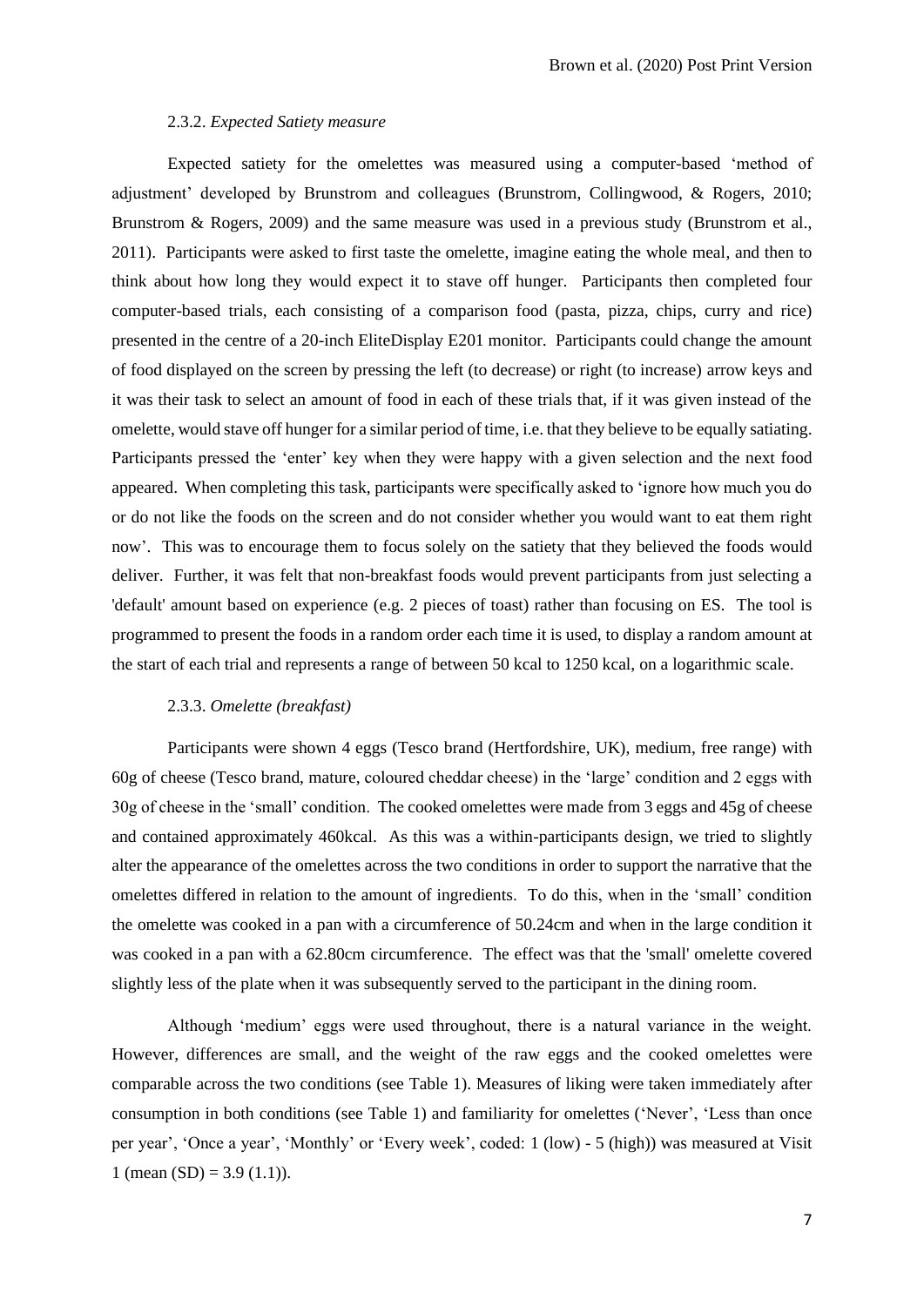### 2.3.2. *Expected Satiety measure*

Expected satiety for the omelettes was measured using a computer-based 'method of adjustment' developed by Brunstrom and colleagues (Brunstrom, Collingwood, & Rogers, 2010; Brunstrom & Rogers, 2009) and the same measure was used in a previous study (Brunstrom et al., 2011). Participants were asked to first taste the omelette, imagine eating the whole meal, and then to think about how long they would expect it to stave off hunger. Participants then completed four computer-based trials, each consisting of a comparison food (pasta, pizza, chips, curry and rice) presented in the centre of a 20-inch EliteDisplay E201 monitor. Participants could change the amount of food displayed on the screen by pressing the left (to decrease) or right (to increase) arrow keys and it was their task to select an amount of food in each of these trials that, if it was given instead of the omelette, would stave off hunger for a similar period of time, i.e. that they believe to be equally satiating. Participants pressed the 'enter' key when they were happy with a given selection and the next food appeared. When completing this task, participants were specifically asked to 'ignore how much you do or do not like the foods on the screen and do not consider whether you would want to eat them right now'. This was to encourage them to focus solely on the satiety that they believed the foods would deliver. Further, it was felt that non-breakfast foods would prevent participants from just selecting a 'default' amount based on experience (e.g. 2 pieces of toast) rather than focusing on ES. The tool is programmed to present the foods in a random order each time it is used, to display a random amount at the start of each trial and represents a range of between 50 kcal to 1250 kcal, on a logarithmic scale.

### 2.3.3. *Omelette (breakfast)*

Participants were shown 4 eggs (Tesco brand (Hertfordshire, UK), medium, free range) with 60g of cheese (Tesco brand, mature, coloured cheddar cheese) in the 'large' condition and 2 eggs with 30g of cheese in the 'small' condition. The cooked omelettes were made from 3 eggs and 45g of cheese and contained approximately 460kcal. As this was a within-participants design, we tried to slightly alter the appearance of the omelettes across the two conditions in order to support the narrative that the omelettes differed in relation to the amount of ingredients. To do this, when in the 'small' condition the omelette was cooked in a pan with a circumference of 50.24cm and when in the large condition it was cooked in a pan with a 62.80cm circumference. The effect was that the 'small' omelette covered slightly less of the plate when it was subsequently served to the participant in the dining room.

Although 'medium' eggs were used throughout, there is a natural variance in the weight. However, differences are small, and the weight of the raw eggs and the cooked omelettes were comparable across the two conditions (see Table 1). Measures of liking were taken immediately after consumption in both conditions (see Table 1) and familiarity for omelettes ('Never', 'Less than once per year', 'Once a year', 'Monthly' or 'Every week', coded: 1 (low) - 5 (high)) was measured at Visit 1 (mean (SD) = 3.9 (1.1)).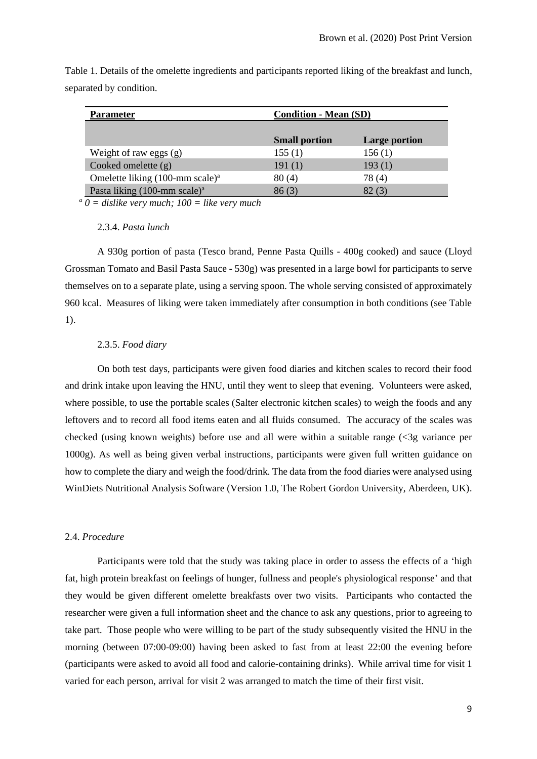Table 1. Details of the omelette ingredients and participants reported liking of the breakfast and lunch, separated by condition.

| **Parameter** | **Condition - Mean (SD)** | |
|---|---|---|
| | **Small portion** | **Large portion** |
| Weight of raw eggs (g) | 155 (1) | 156 (1) |
| Cooked omelette (g) | 191 (1) | 193 (1) |
| Omelette liking (100-mm scale)[a] | 80 (4) | 78 (4) |
| Pasta liking (100-mm scale)[a] | 86 (3) | 82 (3) |

*[a] 0 = dislike very much; 100 = like very much*

#### 2.3.4. *Pasta lunch*

A 930g portion of pasta (Tesco brand, Penne Pasta Quills - 400g cooked) and sauce (Lloyd Grossman Tomato and Basil Pasta Sauce - 530g) was presented in a large bowl for participants to serve themselves on to a separate plate, using a serving spoon. The whole serving consisted of approximately 960 kcal. Measures of liking were taken immediately after consumption in both conditions (see Table 1).

#### 2.3.5. *Food diary*

On both test days, participants were given food diaries and kitchen scales to record their food and drink intake upon leaving the HNU, until they went to sleep that evening. Volunteers were asked, where possible, to use the portable scales (Salter electronic kitchen scales) to weigh the foods and any leftovers and to record all food items eaten and all fluids consumed. The accuracy of the scales was checked (using known weights) before use and all were within a suitable range (<3g variance per 1000g). As well as being given verbal instructions, participants were given full written guidance on how to complete the diary and weigh the food/drink. The data from the food diaries were analysed using WinDiets Nutritional Analysis Software (Version 1.0, The Robert Gordon University, Aberdeen, UK).

### 2.4. *Procedure*

Participants were told that the study was taking place in order to assess the effects of a 'high fat, high protein breakfast on feelings of hunger, fullness and people's physiological response' and that they would be given different omelette breakfasts over two visits. Participants who contacted the researcher were given a full information sheet and the chance to ask any questions, prior to agreeing to take part. Those people who were willing to be part of the study subsequently visited the HNU in the morning (between 07:00-09:00) having been asked to fast from at least 22:00 the evening before (participants were asked to avoid all food and calorie-containing drinks). While arrival time for visit 1 varied for each person, arrival for visit 2 was arranged to match the time of their first visit.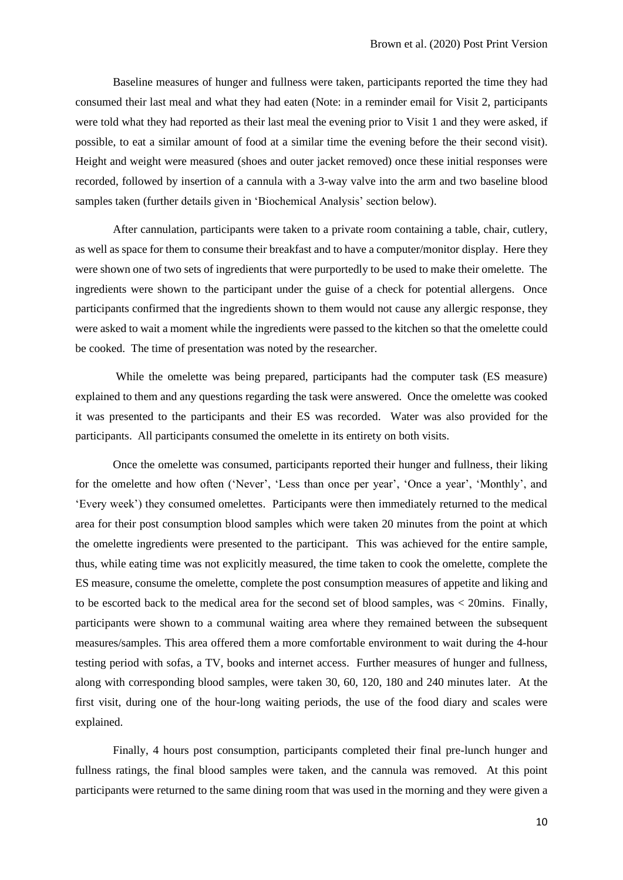Baseline measures of hunger and fullness were taken, participants reported the time they had consumed their last meal and what they had eaten (Note: in a reminder email for Visit 2, participants were told what they had reported as their last meal the evening prior to Visit 1 and they were asked, if possible, to eat a similar amount of food at a similar time the evening before the their second visit). Height and weight were measured (shoes and outer jacket removed) once these initial responses were recorded, followed by insertion of a cannula with a 3-way valve into the arm and two baseline blood samples taken (further details given in 'Biochemical Analysis' section below).

After cannulation, participants were taken to a private room containing a table, chair, cutlery, as well as space for them to consume their breakfast and to have a computer/monitor display. Here they were shown one of two sets of ingredients that were purportedly to be used to make their omelette. The ingredients were shown to the participant under the guise of a check for potential allergens. Once participants confirmed that the ingredients shown to them would not cause any allergic response, they were asked to wait a moment while the ingredients were passed to the kitchen so that the omelette could be cooked. The time of presentation was noted by the researcher.

While the omelette was being prepared, participants had the computer task (ES measure) explained to them and any questions regarding the task were answered. Once the omelette was cooked it was presented to the participants and their ES was recorded. Water was also provided for the participants. All participants consumed the omelette in its entirety on both visits.

Once the omelette was consumed, participants reported their hunger and fullness, their liking for the omelette and how often ('Never', 'Less than once per year', 'Once a year', 'Monthly', and 'Every week') they consumed omelettes. Participants were then immediately returned to the medical area for their post consumption blood samples which were taken 20 minutes from the point at which the omelette ingredients were presented to the participant. This was achieved for the entire sample, thus, while eating time was not explicitly measured, the time taken to cook the omelette, complete the ES measure, consume the omelette, complete the post consumption measures of appetite and liking and to be escorted back to the medical area for the second set of blood samples, was < 20mins. Finally, participants were shown to a communal waiting area where they remained between the subsequent measures/samples. This area offered them a more comfortable environment to wait during the 4-hour testing period with sofas, a TV, books and internet access. Further measures of hunger and fullness, along with corresponding blood samples, were taken 30, 60, 120, 180 and 240 minutes later. At the first visit, during one of the hour-long waiting periods, the use of the food diary and scales were explained.

Finally, 4 hours post consumption, participants completed their final pre-lunch hunger and fullness ratings, the final blood samples were taken, and the cannula was removed. At this point participants were returned to the same dining room that was used in the morning and they were given a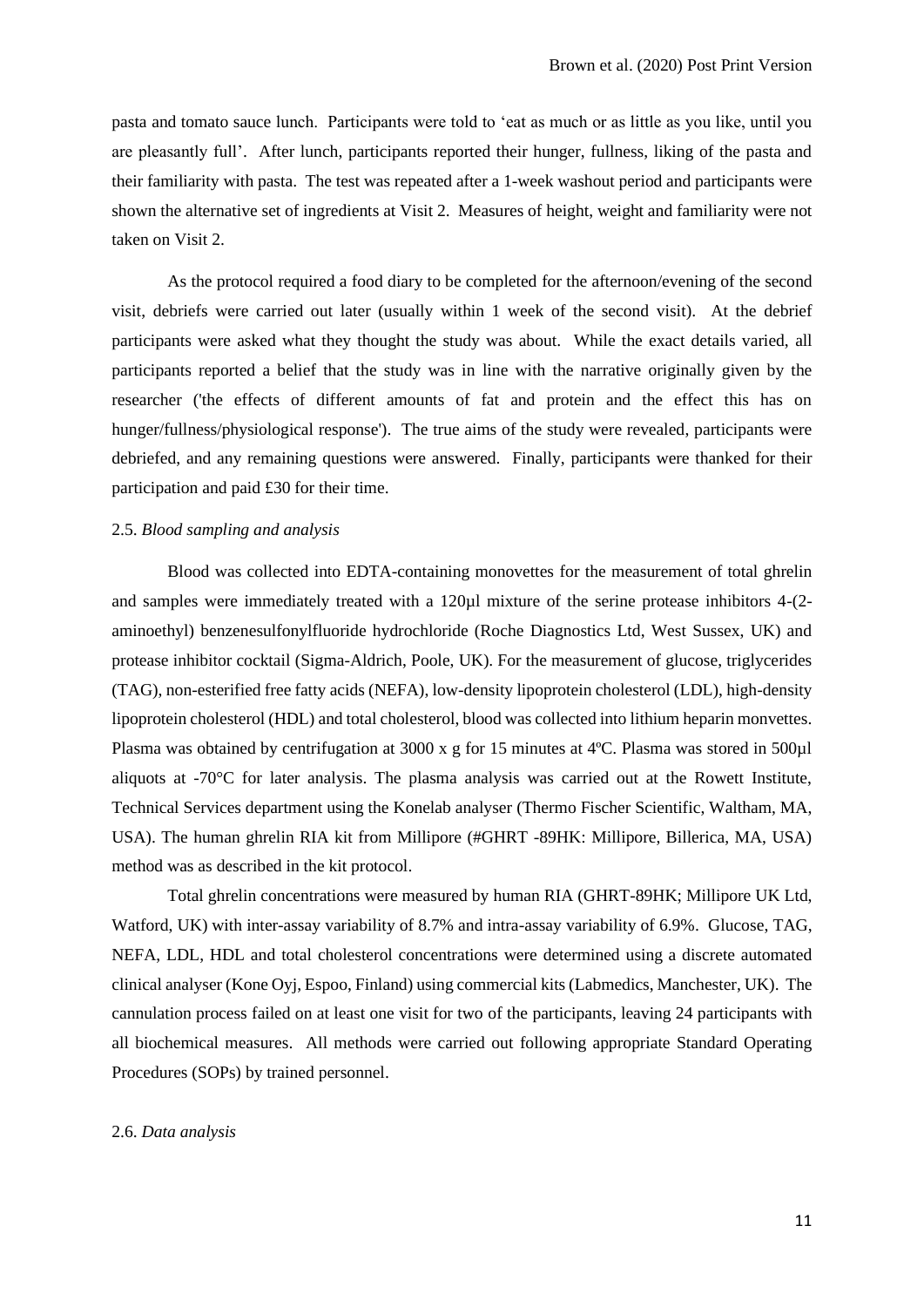pasta and tomato sauce lunch. Participants were told to 'eat as much or as little as you like, until you are pleasantly full'. After lunch, participants reported their hunger, fullness, liking of the pasta and their familiarity with pasta. The test was repeated after a 1-week washout period and participants were shown the alternative set of ingredients at Visit 2. Measures of height, weight and familiarity were not taken on Visit 2.

As the protocol required a food diary to be completed for the afternoon/evening of the second visit, debriefs were carried out later (usually within 1 week of the second visit). At the debrief participants were asked what they thought the study was about. While the exact details varied, all participants reported a belief that the study was in line with the narrative originally given by the researcher ('the effects of different amounts of fat and protein and the effect this has on hunger/fullness/physiological response'). The true aims of the study were revealed, participants were debriefed, and any remaining questions were answered. Finally, participants were thanked for their participation and paid £30 for their time.

## 2.5. *Blood sampling and analysis*

Blood was collected into EDTA-containing monovettes for the measurement of total ghrelin and samples were immediately treated with a 120µl mixture of the serine protease inhibitors 4-(2-aminoethyl) benzenesulfonylfluoride hydrochloride (Roche Diagnostics Ltd, West Sussex, UK) and protease inhibitor cocktail (Sigma-Aldrich, Poole, UK). For the measurement of glucose, triglycerides (TAG), non-esterified free fatty acids (NEFA), low-density lipoprotein cholesterol (LDL), high-density lipoprotein cholesterol (HDL) and total cholesterol, blood was collected into lithium heparin monvettes. Plasma was obtained by centrifugation at 3000 x g for 15 minutes at 4ºC. Plasma was stored in 500µl aliquots at -70°C for later analysis. The plasma analysis was carried out at the Rowett Institute, Technical Services department using the Konelab analyser (Thermo Fischer Scientific, Waltham, MA, USA). The human ghrelin RIA kit from Millipore (#GHRT -89HK: Millipore, Billerica, MA, USA) method was as described in the kit protocol.

Total ghrelin concentrations were measured by human RIA (GHRT-89HK; Millipore UK Ltd, Watford, UK) with inter-assay variability of 8.7% and intra-assay variability of 6.9%. Glucose, TAG, NEFA, LDL, HDL and total cholesterol concentrations were determined using a discrete automated clinical analyser (Kone Oyj, Espoo, Finland) using commercial kits (Labmedics, Manchester, UK). The cannulation process failed on at least one visit for two of the participants, leaving 24 participants with all biochemical measures. All methods were carried out following appropriate Standard Operating Procedures (SOPs) by trained personnel.

## 2.6. *Data analysis*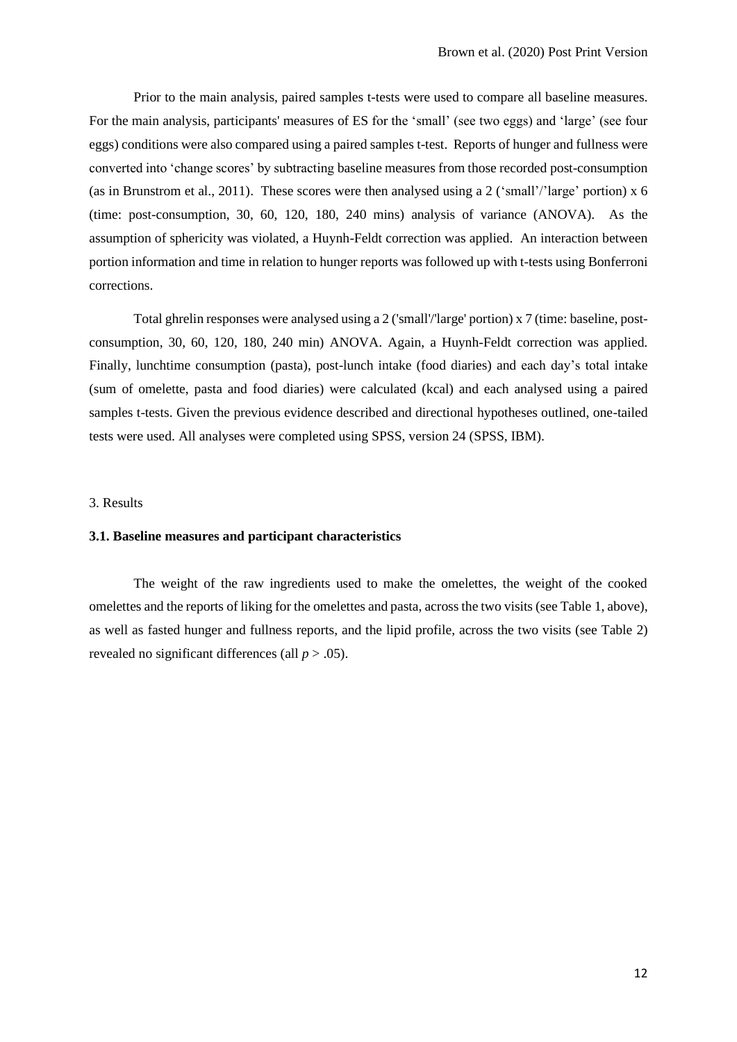Prior to the main analysis, paired samples t-tests were used to compare all baseline measures. For the main analysis, participants' measures of ES for the 'small' (see two eggs) and 'large' (see four eggs) conditions were also compared using a paired samples t-test. Reports of hunger and fullness were converted into 'change scores' by subtracting baseline measures from those recorded post-consumption (as in Brunstrom et al., 2011). These scores were then analysed using a 2 ('small'/'large' portion) x 6 (time: post-consumption, 30, 60, 120, 180, 240 mins) analysis of variance (ANOVA). As the assumption of sphericity was violated, a Huynh-Feldt correction was applied. An interaction between portion information and time in relation to hunger reports was followed up with t-tests using Bonferroni corrections.

Total ghrelin responses were analysed using a 2 ('small'/'large' portion) x 7 (time: baseline, post-consumption, 30, 60, 120, 180, 240 min) ANOVA. Again, a Huynh-Feldt correction was applied. Finally, lunchtime consumption (pasta), post-lunch intake (food diaries) and each day's total intake (sum of omelette, pasta and food diaries) were calculated (kcal) and each analysed using a paired samples t-tests. Given the previous evidence described and directional hypotheses outlined, one-tailed tests were used. All analyses were completed using SPSS, version 24 (SPSS, IBM).

## 3. Results

### 3.1. Baseline measures and participant characteristics

The weight of the raw ingredients used to make the omelettes, the weight of the cooked omelettes and the reports of liking for the omelettes and pasta, across the two visits (see Table 1, above), as well as fasted hunger and fullness reports, and the lipid profile, across the two visits (see Table 2) revealed no significant differences (all $p > .05$).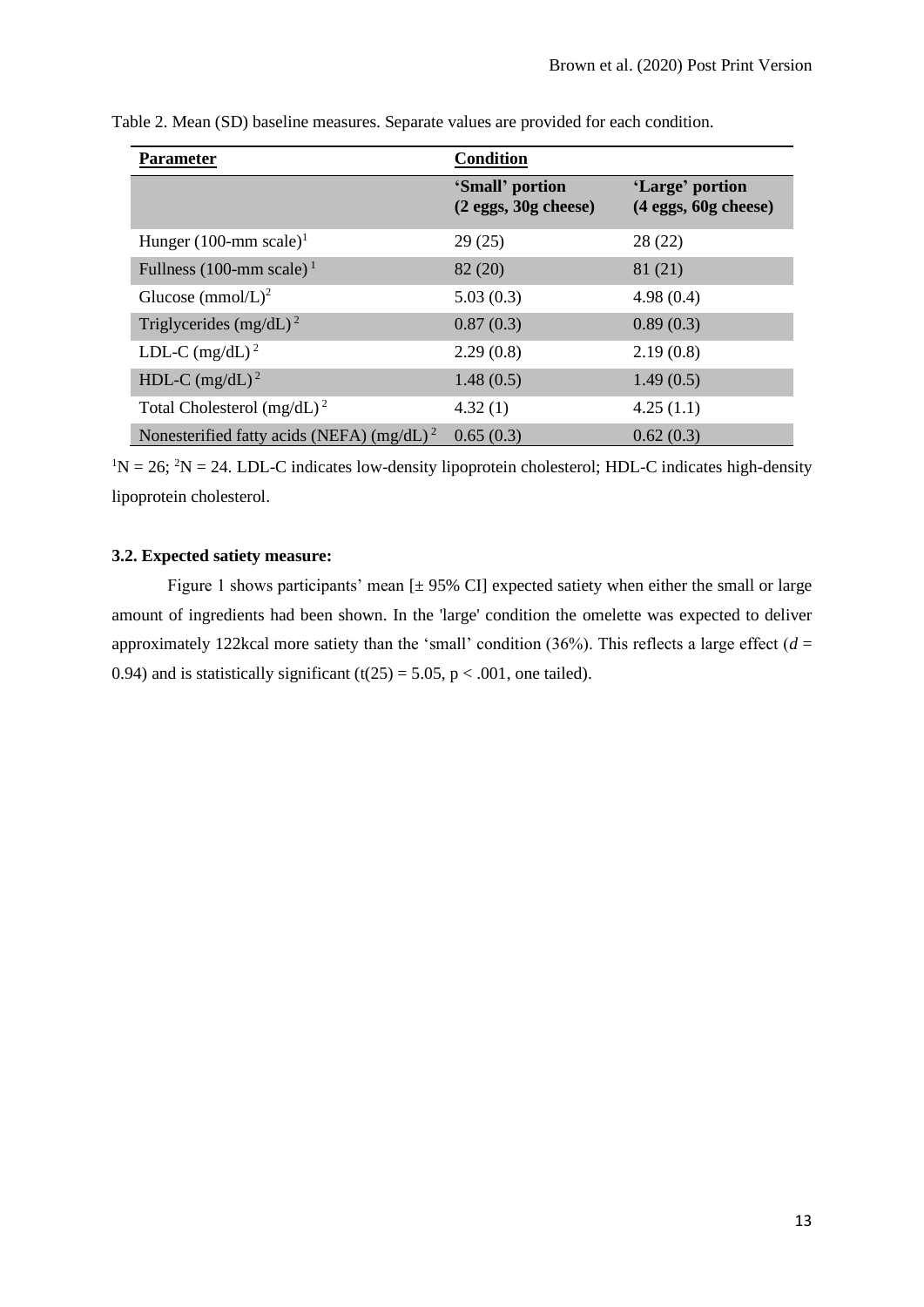Table 2. Mean (SD) baseline measures. Separate values are provided for each condition.

| Parameter | Condition | |
|---|---|---|
| | 'Small' portion (2 eggs, 30g cheese) | 'Large' portion (4 eggs, 60g cheese) |
| Hunger (100-mm scale)[1] | 29 (25) | 28 (22) |
| Fullness (100-mm scale)[1] | 82 (20) | 81 (21) |
| Glucose (mmol/L)[2] | 5.03 (0.3) | 4.98 (0.4) |
| Triglycerides (mg/dL)[2] | 0.87 (0.3) | 0.89 (0.3) |
| LDL-C (mg/dL)[2] | 2.29 (0.8) | 2.19 (0.8) |
| HDL-C (mg/dL)[2] | 1.48 (0.5) | 1.49 (0.5) |
| Total Cholesterol (mg/dL)[2] | 4.32 (1) | 4.25 (1.1) |
| Nonesterified fatty acids (NEFA) (mg/dL)[2] | 0.65 (0.3) | 0.62 (0.3) |

[1]N = 26; [2]N = 24. LDL-C indicates low-density lipoprotein cholesterol; HDL-C indicates high-density lipoprotein cholesterol.

### 3.2. Expected satiety measure:

Figure 1 shows participants' mean [± 95% CI] expected satiety when either the small or large amount of ingredients had been shown. In the 'large' condition the omelette was expected to deliver approximately 122kcal more satiety than the 'small' condition (36%). This reflects a large effect ($d$ = 0.94) and is statistically significant ($t(25) = 5.05$, $p < .001$, one tailed).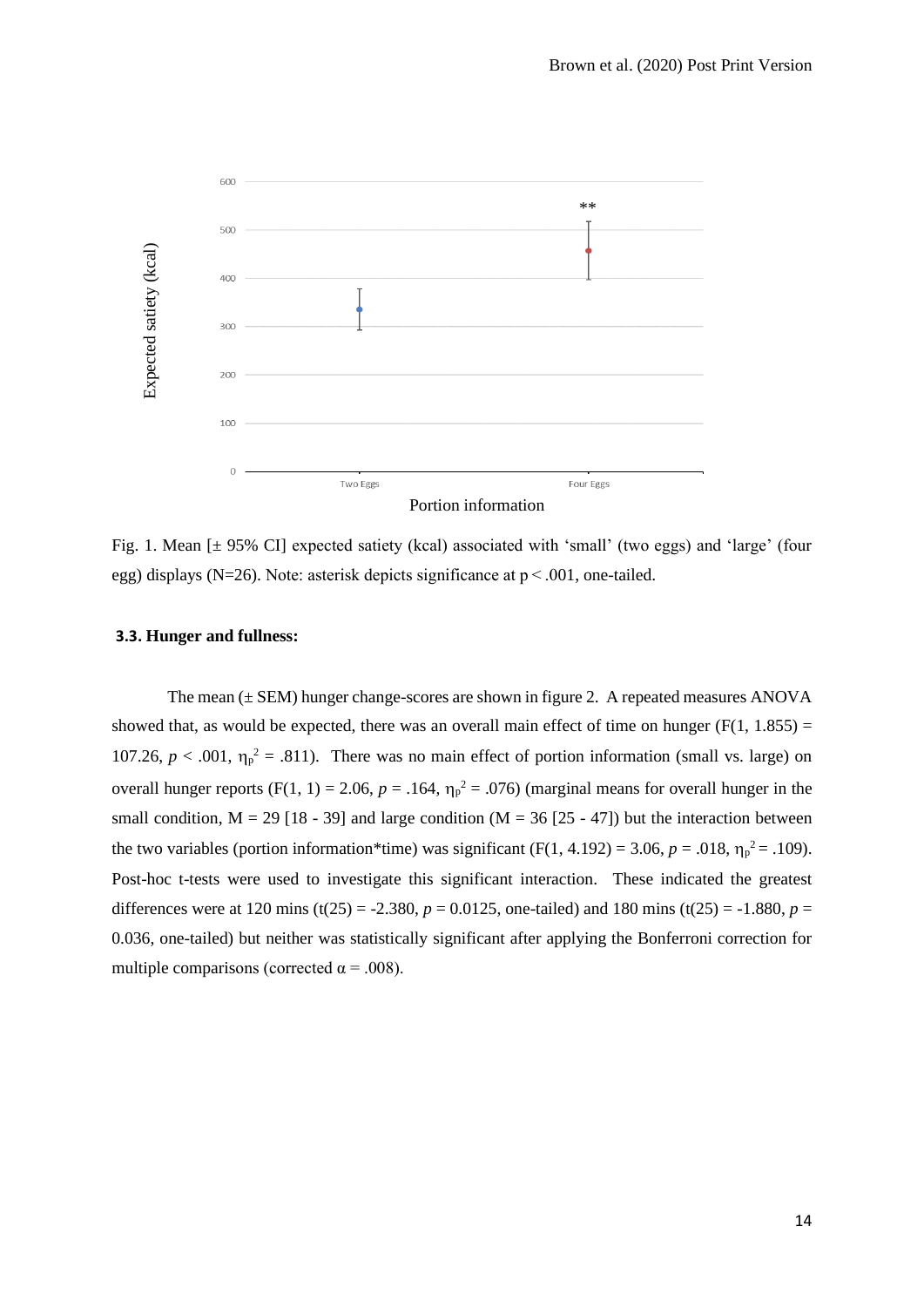Fig. 1. Mean [± 95% CI] expected satiety (kcal) associated with 'small' (two eggs) and 'large' (four egg) displays (N=26). Note: asterisk depicts significance at p < .001, one-tailed.

### 3.3. Hunger and fullness:

The mean (± SEM) hunger change-scores are shown in figure 2. A repeated measures ANOVA showed that, as would be expected, there was an overall main effect of time on hunger ($F(1, 1.855) = 107.26$, $p < .001$, $\eta_p^2 = .811$). There was no main effect of portion information (small vs. large) on overall hunger reports ($F(1, 1) = 2.06$, $p = .164$, $\eta_p^2 = .076$) (marginal means for overall hunger in the small condition, M = 29 [18 - 39] and large condition (M = 36 [25 - 47]) but the interaction between the two variables (portion information*time) was significant ($F(1, 4.192) = 3.06$, $p = .018$, $\eta_p^2 = .109$). Post-hoc t-tests were used to investigate this significant interaction. These indicated the greatest differences were at 120 mins ($t(25) = -2.380$, $p = 0.0125$, one-tailed) and 180 mins ($t(25) = -1.880$, $p = 0.036$, one-tailed) but neither was statistically significant after applying the Bonferroni correction for multiple comparisons (corrected $\alpha = .008$).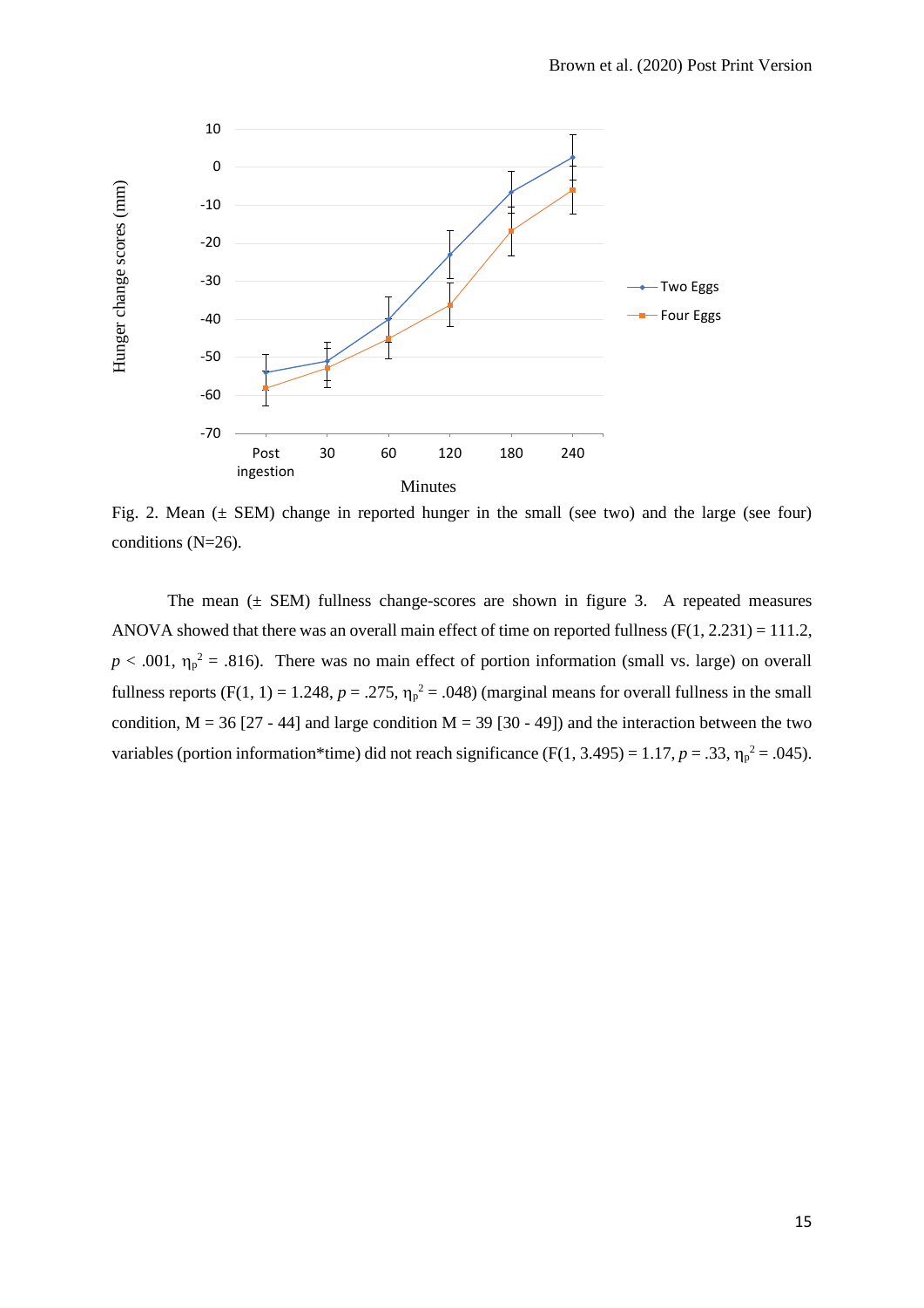Fig. 2. Mean (± SEM) change in reported hunger in the small (see two) and the large (see four) conditions (N=26).

The mean (± SEM) fullness change-scores are shown in figure 3. A repeated measures ANOVA showed that there was an overall main effect of time on reported fullness ($F(1, 2.231) = 111.2$, $p < .001$, $\eta_p^2 = .816$). There was no main effect of portion information (small vs. large) on overall fullness reports ($F(1, 1) = 1.248$, $p = .275$, $\eta_p^2 = .048$) (marginal means for overall fullness in the small condition, M = 36 [27 - 44] and large condition M = 39 [30 - 49]) and the interaction between the two variables (portion information*time) did not reach significance ($F(1, 3.495) = 1.17$, $p = .33$, $\eta_p^2 = .045$).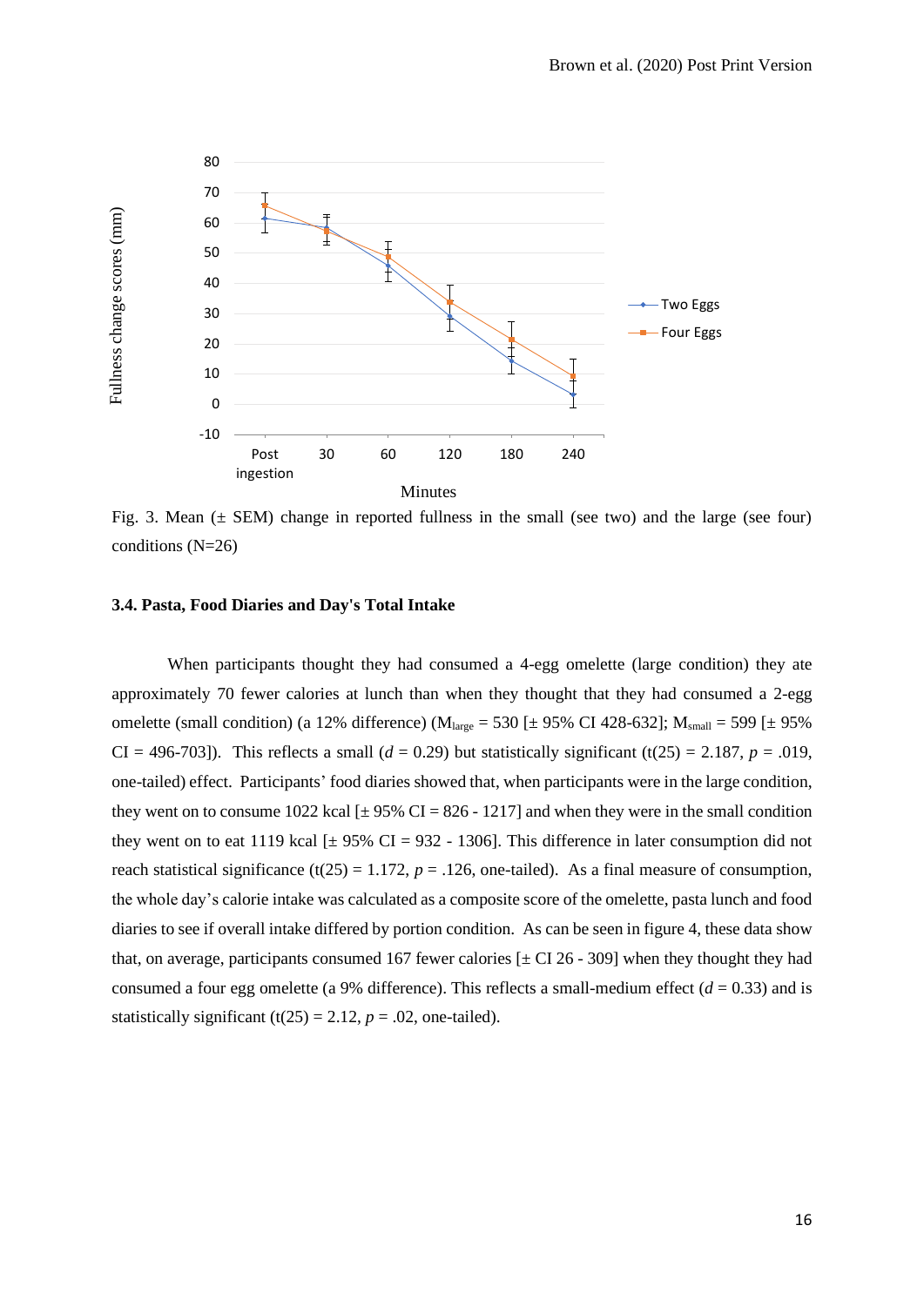Fig. 3. Mean (± SEM) change in reported fullness in the small (see two) and the large (see four) conditions (N=26)

### 3.4. Pasta, Food Diaries and Day's Total Intake

When participants thought they had consumed a 4-egg omelette (large condition) they ate approximately 70 fewer calories at lunch than when they thought that they had consumed a 2-egg omelette (small condition) (a 12% difference) ($M_{large}$ = 530 [± 95% CI 428-632]; $M_{small}$ = 599 [± 95% CI = 496-703]). This reflects a small ($d$ = 0.29) but statistically significant ($t(25) = 2.187$, $p = .019$, one-tailed) effect. Participants' food diaries showed that, when participants were in the large condition, they went on to consume 1022 kcal [± 95% CI = 826 - 1217] and when they were in the small condition they went on to eat 1119 kcal [± 95% CI = 932 - 1306]. This difference in later consumption did not reach statistical significance ($t(25) = 1.172$, $p = .126$, one-tailed). As a final measure of consumption, the whole day's calorie intake was calculated as a composite score of the omelette, pasta lunch and food diaries to see if overall intake differed by portion condition. As can be seen in figure 4, these data show that, on average, participants consumed 167 fewer calories [± CI 26 - 309] when they thought they had consumed a four egg omelette (a 9% difference). This reflects a small-medium effect ($d$ = 0.33) and is statistically significant ($t(25) = 2.12$, $p = .02$, one-tailed).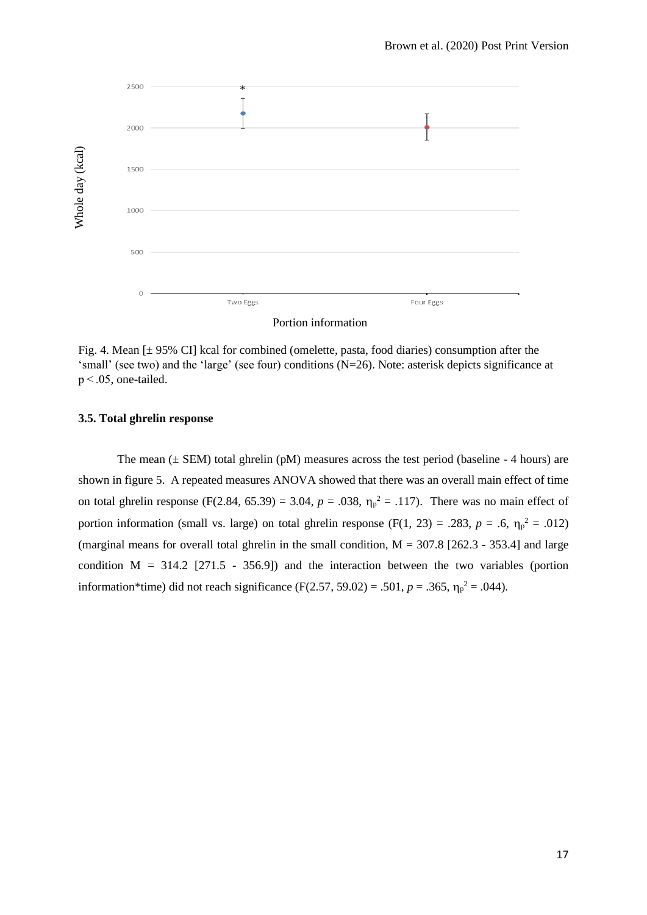Fig. 4. Mean [± 95% CI] kcal for combined (omelette, pasta, food diaries) consumption after the 'small' (see two) and the 'large' (see four) conditions (N=26). Note: asterisk depicts significance at $p < .05$, one-tailed.

### 3.5. Total ghrelin response

The mean (± SEM) total ghrelin (pM) measures across the test period (baseline - 4 hours) are shown in figure 5. A repeated measures ANOVA showed that there was an overall main effect of time on total ghrelin response ($F(2.84, 65.39) = 3.04$, $p = .038$, $\eta_p^2 = .117$). There was no main effect of portion information (small vs. large) on total ghrelin response ($F(1, 23) = .283$, $p = .6$, $\eta_p^2 = .012$) (marginal means for overall total ghrelin in the small condition, M = 307.8 [262.3 - 353.4] and large condition M = 314.2 [271.5 - 356.9]) and the interaction between the two variables (portion information*time) did not reach significance ($F(2.57, 59.02) = .501$, $p = .365$, $\eta_p^2 = .044$).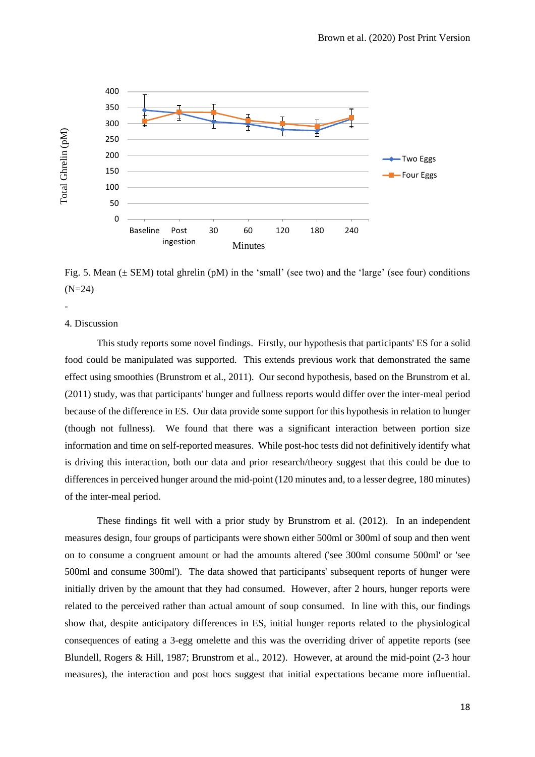Fig. 5. Mean (± SEM) total ghrelin (pM) in the 'small' (see two) and the 'large' (see four) conditions (N=24)

-

## 4. Discussion

This study reports some novel findings. Firstly, our hypothesis that participants' ES for a solid food could be manipulated was supported. This extends previous work that demonstrated the same effect using smoothies (Brunstrom et al., 2011). Our second hypothesis, based on the Brunstrom et al. (2011) study, was that participants' hunger and fullness reports would differ over the inter-meal period because of the difference in ES. Our data provide some support for this hypothesis in relation to hunger (though not fullness). We found that there was a significant interaction between portion size information and time on self-reported measures. While post-hoc tests did not definitively identify what is driving this interaction, both our data and prior research/theory suggest that this could be due to differences in perceived hunger around the mid-point (120 minutes and, to a lesser degree, 180 minutes) of the inter-meal period.

These findings fit well with a prior study by Brunstrom et al. (2012). In an independent measures design, four groups of participants were shown either 500ml or 300ml of soup and then went on to consume a congruent amount or had the amounts altered ('see 300ml consume 500ml' or 'see 500ml and consume 300ml'). The data showed that participants' subsequent reports of hunger were initially driven by the amount that they had consumed. However, after 2 hours, hunger reports were related to the perceived rather than actual amount of soup consumed. In line with this, our findings show that, despite anticipatory differences in ES, initial hunger reports related to the physiological consequences of eating a 3-egg omelette and this was the overriding driver of appetite reports (see Blundell, Rogers & Hill, 1987; Brunstrom et al., 2012). However, at around the mid-point (2-3 hour measures), the interaction and post hocs suggest that initial expectations became more influential.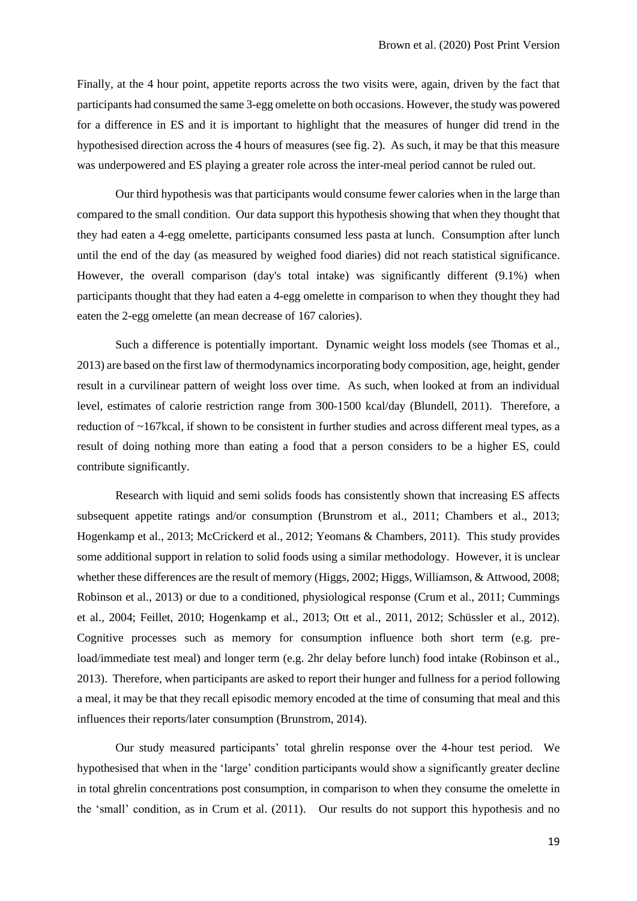Finally, at the 4 hour point, appetite reports across the two visits were, again, driven by the fact that participants had consumed the same 3-egg omelette on both occasions. However, the study was powered for a difference in ES and it is important to highlight that the measures of hunger did trend in the hypothesised direction across the 4 hours of measures (see fig. 2). As such, it may be that this measure was underpowered and ES playing a greater role across the inter-meal period cannot be ruled out.

Our third hypothesis was that participants would consume fewer calories when in the large than compared to the small condition. Our data support this hypothesis showing that when they thought that they had eaten a 4-egg omelette, participants consumed less pasta at lunch. Consumption after lunch until the end of the day (as measured by weighed food diaries) did not reach statistical significance. However, the overall comparison (day's total intake) was significantly different (9.1%) when participants thought that they had eaten a 4-egg omelette in comparison to when they thought they had eaten the 2-egg omelette (an mean decrease of 167 calories).

Such a difference is potentially important. Dynamic weight loss models (see Thomas et al., 2013) are based on the first law of thermodynamics incorporating body composition, age, height, gender result in a curvilinear pattern of weight loss over time. As such, when looked at from an individual level, estimates of calorie restriction range from 300-1500 kcal/day (Blundell, 2011). Therefore, a reduction of ~167kcal, if shown to be consistent in further studies and across different meal types, as a result of doing nothing more than eating a food that a person considers to be a higher ES, could contribute significantly.

Research with liquid and semi solids foods has consistently shown that increasing ES affects subsequent appetite ratings and/or consumption (Brunstrom et al., 2011; Chambers et al., 2013; Hogenkamp et al., 2013; McCrickerd et al., 2012; Yeomans & Chambers, 2011). This study provides some additional support in relation to solid foods using a similar methodology. However, it is unclear whether these differences are the result of memory (Higgs, 2002; Higgs, Williamson, & Attwood, 2008; Robinson et al., 2013) or due to a conditioned, physiological response (Crum et al., 2011; Cummings et al., 2004; Feillet, 2010; Hogenkamp et al., 2013; Ott et al., 2011, 2012; Schüssler et al., 2012). Cognitive processes such as memory for consumption influence both short term (e.g. pre-load/immediate test meal) and longer term (e.g. 2hr delay before lunch) food intake (Robinson et al., 2013). Therefore, when participants are asked to report their hunger and fullness for a period following a meal, it may be that they recall episodic memory encoded at the time of consuming that meal and this influences their reports/later consumption (Brunstrom, 2014).

Our study measured participants' total ghrelin response over the 4-hour test period. We hypothesised that when in the 'large' condition participants would show a significantly greater decline in total ghrelin concentrations post consumption, in comparison to when they consume the omelette in the 'small' condition, as in Crum et al. (2011). Our results do not support this hypothesis and no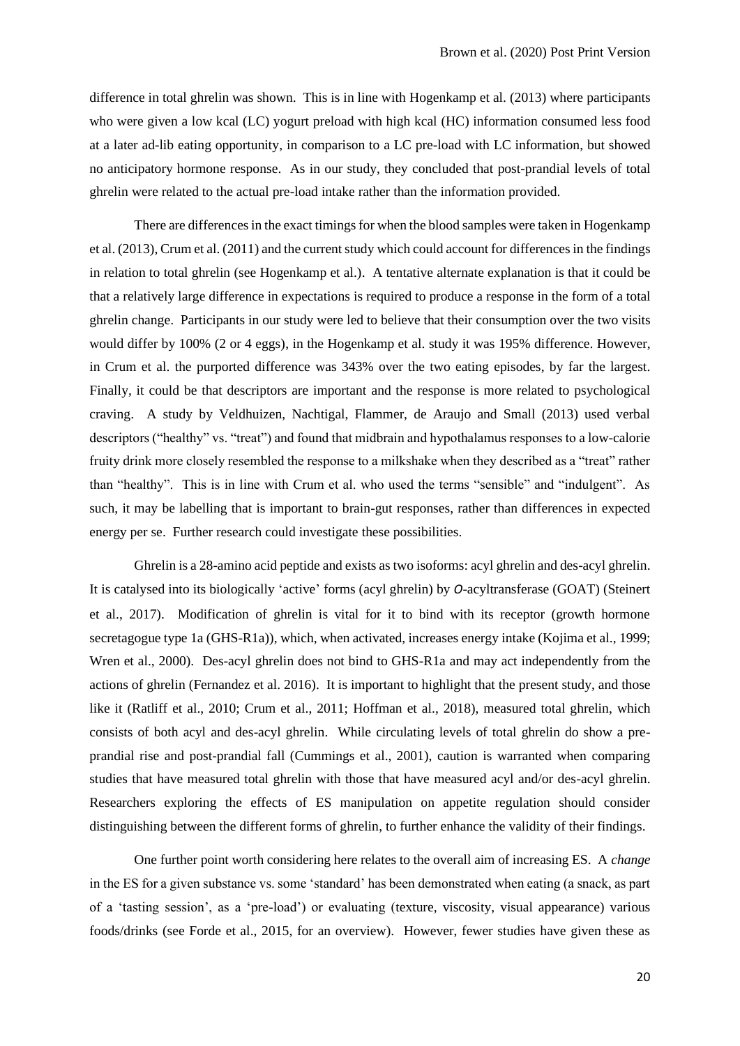difference in total ghrelin was shown. This is in line with Hogenkamp et al. (2013) where participants who were given a low kcal (LC) yogurt preload with high kcal (HC) information consumed less food at a later ad-lib eating opportunity, in comparison to a LC pre-load with LC information, but showed no anticipatory hormone response. As in our study, they concluded that post-prandial levels of total ghrelin were related to the actual pre-load intake rather than the information provided.

There are differences in the exact timings for when the blood samples were taken in Hogenkamp et al. (2013), Crum et al. (2011) and the current study which could account for differences in the findings in relation to total ghrelin (see Hogenkamp et al.). A tentative alternate explanation is that it could be that a relatively large difference in expectations is required to produce a response in the form of a total ghrelin change. Participants in our study were led to believe that their consumption over the two visits would differ by 100% (2 or 4 eggs), in the Hogenkamp et al. study it was 195% difference. However, in Crum et al. the purported difference was 343% over the two eating episodes, by far the largest. Finally, it could be that descriptors are important and the response is more related to psychological craving. A study by Veldhuizen, Nachtigal, Flammer, de Araujo and Small (2013) used verbal descriptors ("healthy" vs. "treat") and found that midbrain and hypothalamus responses to a low-calorie fruity drink more closely resembled the response to a milkshake when they described as a "treat" rather than "healthy". This is in line with Crum et al. who used the terms "sensible" and "indulgent". As such, it may be labelling that is important to brain-gut responses, rather than differences in expected energy per se. Further research could investigate these possibilities.

Ghrelin is a 28-amino acid peptide and exists as two isoforms: acyl ghrelin and des-acyl ghrelin. It is catalysed into its biologically 'active' forms (acyl ghrelin) by *O*-acyltransferase (GOAT) (Steinert et al., 2017). Modification of ghrelin is vital for it to bind with its receptor (growth hormone secretagogue type 1a (GHS-R1a)), which, when activated, increases energy intake (Kojima et al., 1999; Wren et al., 2000). Des-acyl ghrelin does not bind to GHS-R1a and may act independently from the actions of ghrelin (Fernandez et al. 2016). It is important to highlight that the present study, and those like it (Ratliff et al., 2010; Crum et al., 2011; Hoffman et al., 2018), measured total ghrelin, which consists of both acyl and des-acyl ghrelin. While circulating levels of total ghrelin do show a pre-prandial rise and post-prandial fall (Cummings et al., 2001), caution is warranted when comparing studies that have measured total ghrelin with those that have measured acyl and/or des-acyl ghrelin. Researchers exploring the effects of ES manipulation on appetite regulation should consider distinguishing between the different forms of ghrelin, to further enhance the validity of their findings.

One further point worth considering here relates to the overall aim of increasing ES. A *change* in the ES for a given substance vs. some 'standard' has been demonstrated when eating (a snack, as part of a 'tasting session', as a 'pre-load') or evaluating (texture, viscosity, visual appearance) various foods/drinks (see Forde et al., 2015, for an overview). However, fewer studies have given these as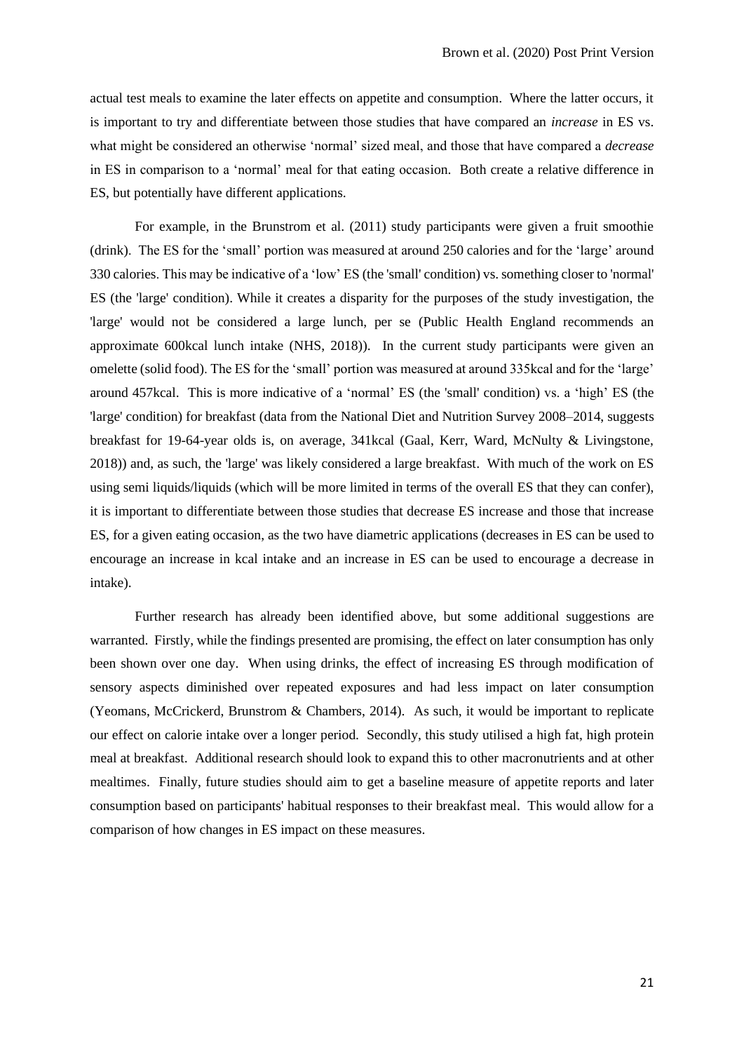actual test meals to examine the later effects on appetite and consumption. Where the latter occurs, it is important to try and differentiate between those studies that have compared an *increase* in ES vs. what might be considered an otherwise 'normal' sized meal, and those that have compared a *decrease* in ES in comparison to a 'normal' meal for that eating occasion. Both create a relative difference in ES, but potentially have different applications.

For example, in the Brunstrom et al. (2011) study participants were given a fruit smoothie (drink). The ES for the 'small' portion was measured at around 250 calories and for the 'large' around 330 calories. This may be indicative of a 'low' ES (the 'small' condition) vs. something closer to 'normal' ES (the 'large' condition). While it creates a disparity for the purposes of the study investigation, the 'large' would not be considered a large lunch, per se (Public Health England recommends an approximate 600kcal lunch intake (NHS, 2018)). In the current study participants were given an omelette (solid food). The ES for the 'small' portion was measured at around 335kcal and for the 'large' around 457kcal. This is more indicative of a 'normal' ES (the 'small' condition) vs. a 'high' ES (the 'large' condition) for breakfast (data from the National Diet and Nutrition Survey 2008–2014, suggests breakfast for 19-64-year olds is, on average, 341kcal (Gaal, Kerr, Ward, McNulty & Livingstone, 2018)) and, as such, the 'large' was likely considered a large breakfast. With much of the work on ES using semi liquids/liquids (which will be more limited in terms of the overall ES that they can confer), it is important to differentiate between those studies that decrease ES increase and those that increase ES, for a given eating occasion, as the two have diametric applications (decreases in ES can be used to encourage an increase in kcal intake and an increase in ES can be used to encourage a decrease in intake).

Further research has already been identified above, but some additional suggestions are warranted. Firstly, while the findings presented are promising, the effect on later consumption has only been shown over one day. When using drinks, the effect of increasing ES through modification of sensory aspects diminished over repeated exposures and had less impact on later consumption (Yeomans, McCrickerd, Brunstrom & Chambers, 2014). As such, it would be important to replicate our effect on calorie intake over a longer period. Secondly, this study utilised a high fat, high protein meal at breakfast. Additional research should look to expand this to other macronutrients and at other mealtimes. Finally, future studies should aim to get a baseline measure of appetite reports and later consumption based on participants' habitual responses to their breakfast meal. This would allow for a comparison of how changes in ES impact on these measures.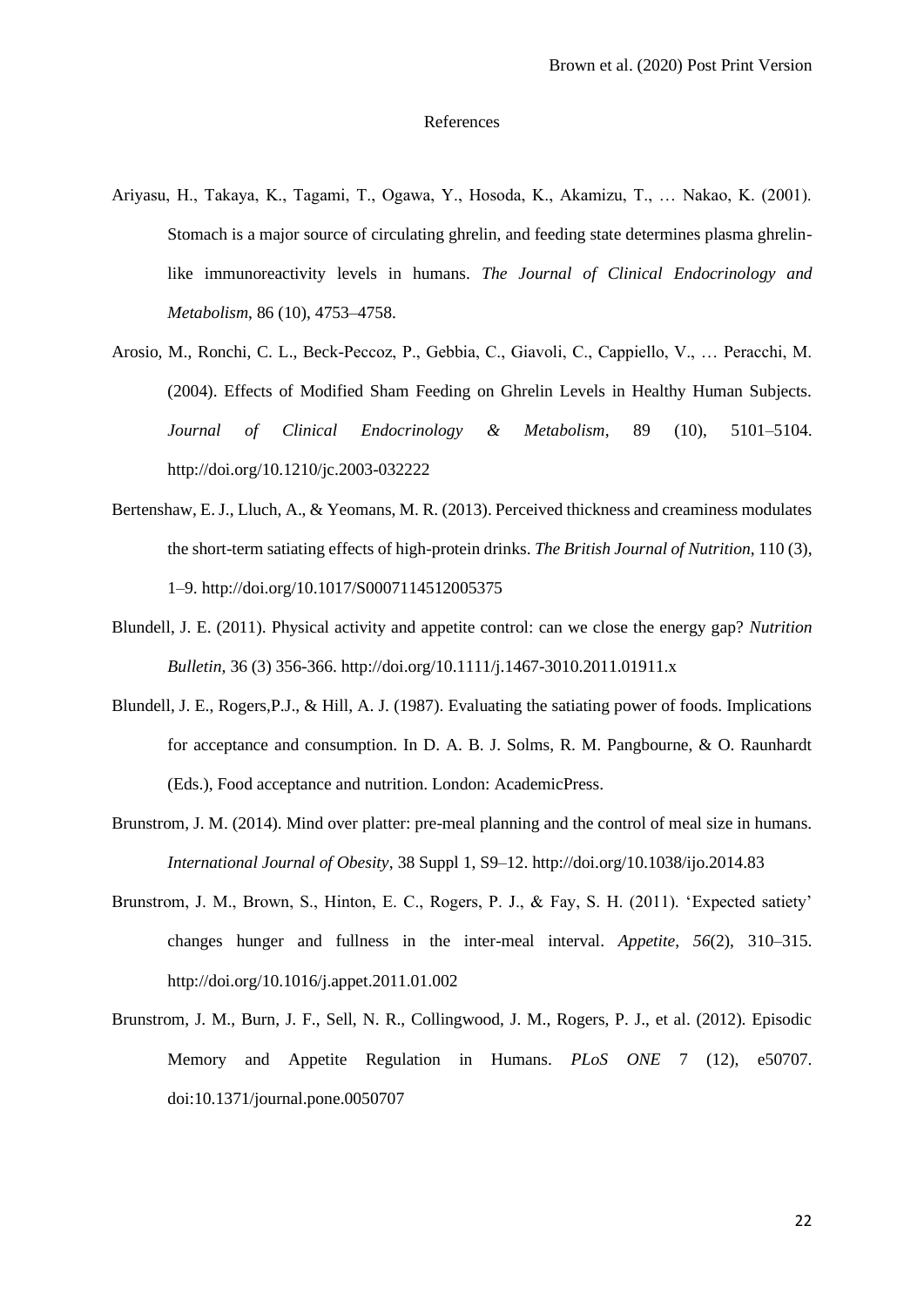References

Ariyasu, H., Takaya, K., Tagami, T., Ogawa, Y., Hosoda, K., Akamizu, T., … Nakao, K. (2001). Stomach is a major source of circulating ghrelin, and feeding state determines plasma ghrelin-like immunoreactivity levels in humans. *The Journal of Clinical Endocrinology and Metabolism*, 86 (10), 4753–4758.

Arosio, M., Ronchi, C. L., Beck-Peccoz, P., Gebbia, C., Giavoli, C., Cappiello, V., … Peracchi, M. (2004). Effects of Modified Sham Feeding on Ghrelin Levels in Healthy Human Subjects. *Journal of Clinical Endocrinology & Metabolism*, 89 (10), 5101–5104. http://doi.org/10.1210/jc.2003-032222

Bertenshaw, E. J., Lluch, A., & Yeomans, M. R. (2013). Perceived thickness and creaminess modulates the short-term satiating effects of high-protein drinks. *The British Journal of Nutrition*, 110 (3), 1–9. http://doi.org/10.1017/S0007114512005375

Blundell, J. E. (2011). Physical activity and appetite control: can we close the energy gap? *Nutrition Bulletin,* 36 (3) 356-366. http://doi.org/10.1111/j.1467-3010.2011.01911.x

Blundell, J. E., Rogers,P.J., & Hill, A. J. (1987). Evaluating the satiating power of foods. Implications for acceptance and consumption. In D. A. B. J. Solms, R. M. Pangbourne, & O. Raunhardt (Eds.), Food acceptance and nutrition. London: AcademicPress.

Brunstrom, J. M. (2014). Mind over platter: pre-meal planning and the control of meal size in humans. *International Journal of Obesity*, 38 Suppl 1, S9–12. http://doi.org/10.1038/ijo.2014.83

Brunstrom, J. M., Brown, S., Hinton, E. C., Rogers, P. J., & Fay, S. H. (2011). 'Expected satiety' changes hunger and fullness in the inter-meal interval. *Appetite*, *56*(2), 310–315. http://doi.org/10.1016/j.appet.2011.01.002

Brunstrom, J. M., Burn, J. F., Sell, N. R., Collingwood, J. M., Rogers, P. J., et al. (2012). Episodic Memory and Appetite Regulation in Humans. *PLoS ONE* 7 (12), e50707. doi:10.1371/journal.pone.0050707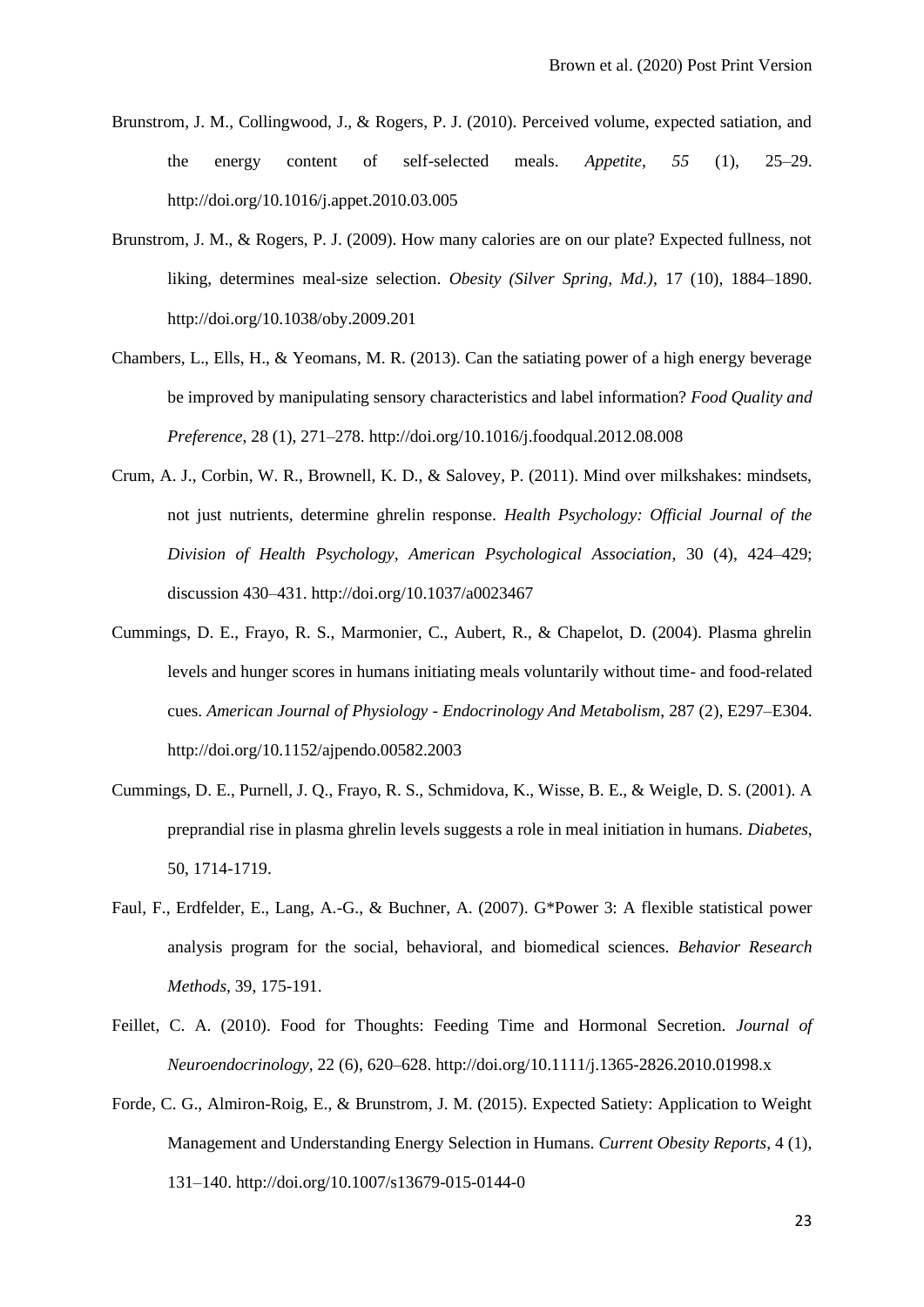Brunstrom, J. M., Collingwood, J., & Rogers, P. J. (2010). Perceived volume, expected satiation, and the energy content of self-selected meals. *Appetite*, *55* (1), 25–29. http://doi.org/10.1016/j.appet.2010.03.005

Brunstrom, J. M., & Rogers, P. J. (2009). How many calories are on our plate? Expected fullness, not liking, determines meal-size selection. *Obesity (Silver Spring, Md.)*, 17 (10), 1884–1890. http://doi.org/10.1038/oby.2009.201

Chambers, L., Ells, H., & Yeomans, M. R. (2013). Can the satiating power of a high energy beverage be improved by manipulating sensory characteristics and label information? *Food Quality and Preference*, 28 (1), 271–278. http://doi.org/10.1016/j.foodqual.2012.08.008

Crum, A. J., Corbin, W. R., Brownell, K. D., & Salovey, P. (2011). Mind over milkshakes: mindsets, not just nutrients, determine ghrelin response. *Health Psychology: Official Journal of the Division of Health Psychology, American Psychological Association*, 30 (4), 424–429; discussion 430–431. http://doi.org/10.1037/a0023467

Cummings, D. E., Frayo, R. S., Marmonier, C., Aubert, R., & Chapelot, D. (2004). Plasma ghrelin levels and hunger scores in humans initiating meals voluntarily without time- and food-related cues. *American Journal of Physiology - Endocrinology And Metabolism*, 287 (2), E297–E304. http://doi.org/10.1152/ajpendo.00582.2003

Cummings, D. E., Purnell, J. Q., Frayo, R. S., Schmidova, K., Wisse, B. E., & Weigle, D. S. (2001). A preprandial rise in plasma ghrelin levels suggests a role in meal initiation in humans. *Diabetes*, 50, 1714-1719.

Faul, F., Erdfelder, E., Lang, A.-G., & Buchner, A. (2007). G*Power 3: A flexible statistical power analysis program for the social, behavioral, and biomedical sciences. *Behavior Research Methods*, 39, 175-191.

Feillet, C. A. (2010). Food for Thoughts: Feeding Time and Hormonal Secretion. *Journal of Neuroendocrinology*, 22 (6), 620–628. http://doi.org/10.1111/j.1365-2826.2010.01998.x

Forde, C. G., Almiron-Roig, E., & Brunstrom, J. M. (2015). Expected Satiety: Application to Weight Management and Understanding Energy Selection in Humans. *Current Obesity Reports*, 4 (1), 131–140. http://doi.org/10.1007/s13679-015-0144-0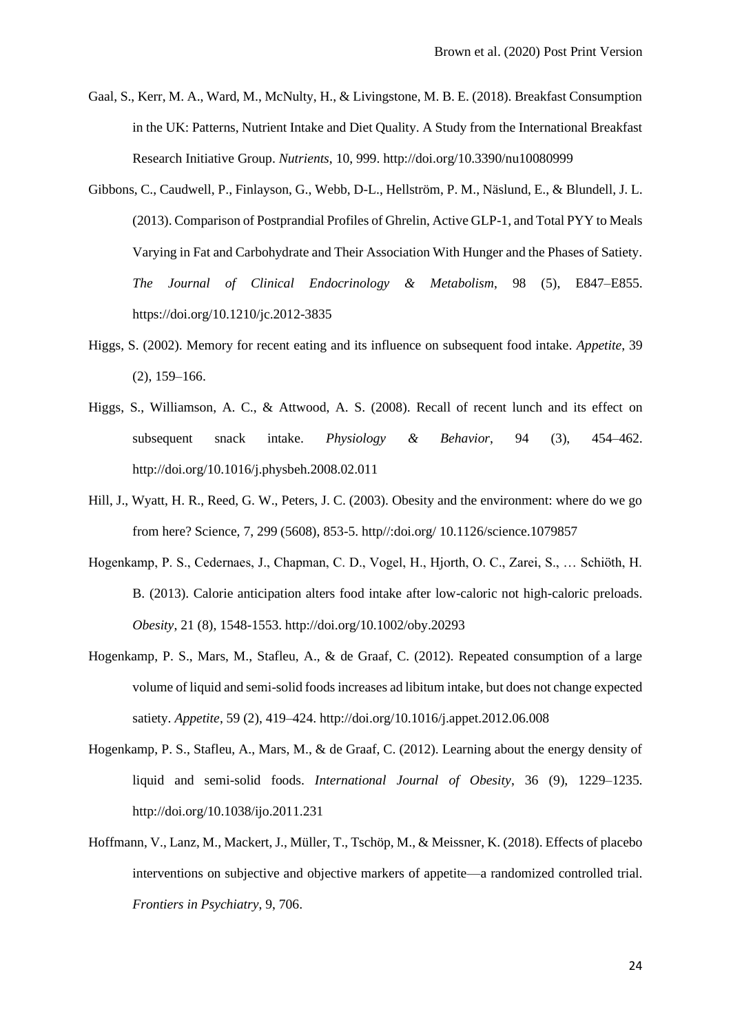Gaal, S., Kerr, M. A., Ward, M., McNulty, H., & Livingstone, M. B. E. (2018). Breakfast Consumption in the UK: Patterns, Nutrient Intake and Diet Quality. A Study from the International Breakfast Research Initiative Group. *Nutrients*, 10, 999. http://doi.org/10.3390/nu10080999

Gibbons, C., Caudwell, P., Finlayson, G., Webb, D-L., Hellström, P. M., Näslund, E., & Blundell, J. L. (2013). Comparison of Postprandial Profiles of Ghrelin, Active GLP-1, and Total PYY to Meals Varying in Fat and Carbohydrate and Their Association With Hunger and the Phases of Satiety. *The Journal of Clinical Endocrinology & Metabolism*, 98 (5), E847–E855. https://doi.org/10.1210/jc.2012-3835

Higgs, S. (2002). Memory for recent eating and its influence on subsequent food intake. *Appetite*, 39 (2), 159–166.

Higgs, S., Williamson, A. C., & Attwood, A. S. (2008). Recall of recent lunch and its effect on subsequent snack intake. *Physiology & Behavior*, 94 (3), 454–462. http://doi.org/10.1016/j.physbeh.2008.02.011

Hill, J., Wyatt, H. R., Reed, G. W., Peters, J. C. (2003). Obesity and the environment: where do we go from here? Science, 7, 299 (5608), 853-5. http//:doi.org/ 10.1126/science.1079857

Hogenkamp, P. S., Cedernaes, J., Chapman, C. D., Vogel, H., Hjorth, O. C., Zarei, S., … Schiöth, H. B. (2013). Calorie anticipation alters food intake after low-caloric not high-caloric preloads. *Obesity*, 21 (8), 1548-1553. http://doi.org/10.1002/oby.20293

Hogenkamp, P. S., Mars, M., Stafleu, A., & de Graaf, C. (2012). Repeated consumption of a large volume of liquid and semi-solid foods increases ad libitum intake, but does not change expected satiety. *Appetite*, 59 (2), 419–424. http://doi.org/10.1016/j.appet.2012.06.008

Hogenkamp, P. S., Stafleu, A., Mars, M., & de Graaf, C. (2012). Learning about the energy density of liquid and semi-solid foods. *International Journal of Obesity*, 36 (9), 1229–1235. http://doi.org/10.1038/ijo.2011.231

Hoffmann, V., Lanz, M., Mackert, J., Müller, T., Tschöp, M., & Meissner, K. (2018). Effects of placebo interventions on subjective and objective markers of appetite—a randomized controlled trial. *Frontiers in Psychiatry*, 9, 706.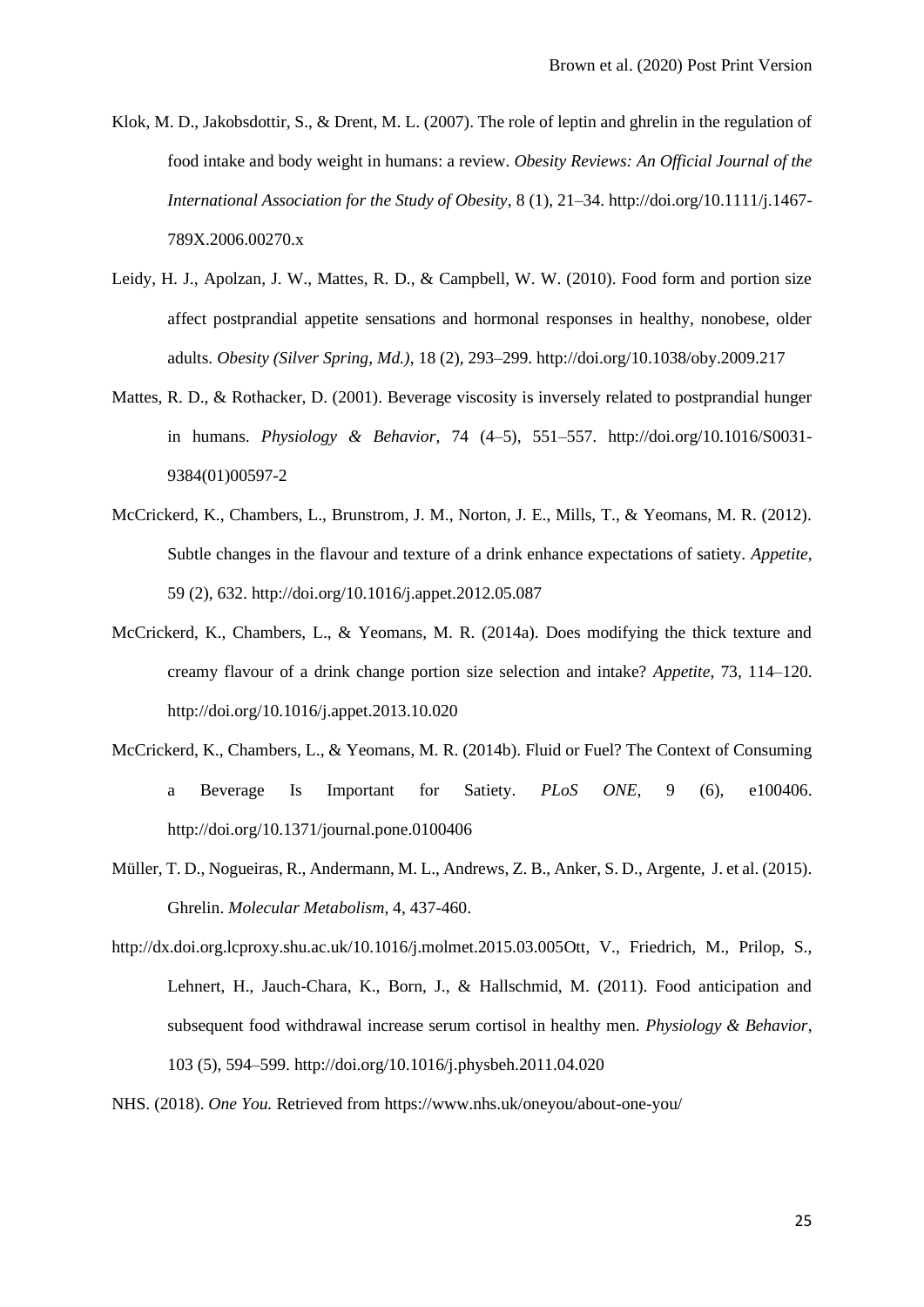Klok, M. D., Jakobsdottir, S., & Drent, M. L. (2007). The role of leptin and ghrelin in the regulation of food intake and body weight in humans: a review. *Obesity Reviews: An Official Journal of the International Association for the Study of Obesity*, 8 (1), 21–34. http://doi.org/10.1111/j.1467-789X.2006.00270.x

Leidy, H. J., Apolzan, J. W., Mattes, R. D., & Campbell, W. W. (2010). Food form and portion size affect postprandial appetite sensations and hormonal responses in healthy, nonobese, older adults. *Obesity (Silver Spring, Md.)*, 18 (2), 293–299. http://doi.org/10.1038/oby.2009.217

Mattes, R. D., & Rothacker, D. (2001). Beverage viscosity is inversely related to postprandial hunger in humans. *Physiology & Behavior*, 74 (4–5), 551–557. http://doi.org/10.1016/S0031-9384(01)00597-2

McCrickerd, K., Chambers, L., Brunstrom, J. M., Norton, J. E., Mills, T., & Yeomans, M. R. (2012). Subtle changes in the flavour and texture of a drink enhance expectations of satiety. *Appetite*, 59 (2), 632. http://doi.org/10.1016/j.appet.2012.05.087

McCrickerd, K., Chambers, L., & Yeomans, M. R. (2014a). Does modifying the thick texture and creamy flavour of a drink change portion size selection and intake? *Appetite*, 73, 114–120. http://doi.org/10.1016/j.appet.2013.10.020

McCrickerd, K., Chambers, L., & Yeomans, M. R. (2014b). Fluid or Fuel? The Context of Consuming a Beverage Is Important for Satiety. *PLoS ONE*, 9 (6), e100406. http://doi.org/10.1371/journal.pone.0100406

Müller, T. D., Nogueiras, R., Andermann, M. L., Andrews, Z. B., Anker, S. D., Argente, J. et al. (2015). Ghrelin. *Molecular Metabolism*, 4, 437-460.

http://dx.doi.org.lcproxy.shu.ac.uk/10.1016/j.molmet.2015.03.005Ott, V., Friedrich, M., Prilop, S., Lehnert, H., Jauch-Chara, K., Born, J., & Hallschmid, M. (2011). Food anticipation and subsequent food withdrawal increase serum cortisol in healthy men. *Physiology & Behavior*, 103 (5), 594–599. http://doi.org/10.1016/j.physbeh.2011.04.020

NHS. (2018). *One You.* Retrieved from https://www.nhs.uk/oneyou/about-one-you/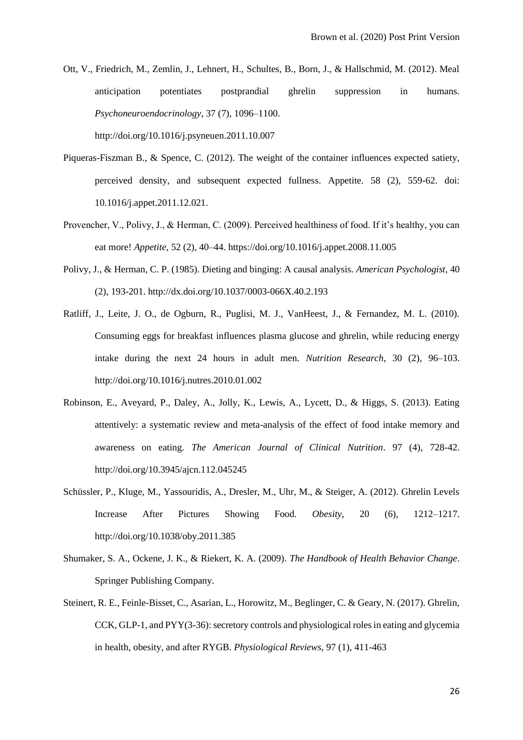Ott, V., Friedrich, M., Zemlin, J., Lehnert, H., Schultes, B., Born, J., & Hallschmid, M. (2012). Meal anticipation potentiates postprandial ghrelin suppression in humans. *Psychoneuroendocrinology*, 37 (7), 1096–1100. http://doi.org/10.1016/j.psyneuen.2011.10.007

Piqueras-Fiszman B., & Spence, C. (2012). The weight of the container influences expected satiety, perceived density, and subsequent expected fullness. Appetite. 58 (2), 559-62. doi: 10.1016/j.appet.2011.12.021.

Provencher, V., Polivy, J., & Herman, C. (2009). Perceived healthiness of food. If it's healthy, you can eat more! *Appetite*, 52 (2), 40–44. https://doi.org/10.1016/j.appet.2008.11.005

Polivy, J., & Herman, C. P. (1985). Dieting and binging: A causal analysis. *American Psychologist*, 40 (2), 193-201. http://dx.doi.org/10.1037/0003-066X.40.2.193

Ratliff, J., Leite, J. O., de Ogburn, R., Puglisi, M. J., VanHeest, J., & Fernandez, M. L. (2010). Consuming eggs for breakfast influences plasma glucose and ghrelin, while reducing energy intake during the next 24 hours in adult men. *Nutrition Research*, 30 (2), 96–103. http://doi.org/10.1016/j.nutres.2010.01.002

Robinson, E., Aveyard, P., Daley, A., Jolly, K., Lewis, A., Lycett, D., & Higgs, S. (2013). Eating attentively: a systematic review and meta-analysis of the effect of food intake memory and awareness on eating. *The American Journal of Clinical Nutrition*. 97 (4), 728-42. http://doi.org/10.3945/ajcn.112.045245

Schüssler, P., Kluge, M., Yassouridis, A., Dresler, M., Uhr, M., & Steiger, A. (2012). Ghrelin Levels Increase After Pictures Showing Food. *Obesity*, 20 (6), 1212–1217. http://doi.org/10.1038/oby.2011.385

Shumaker, S. A., Ockene, J. K., & Riekert, K. A. (2009). *The Handbook of Health Behavior Change*. Springer Publishing Company.

Steinert, R. E., Feinle-Bisset, C., Asarian, L., Horowitz, M., Beglinger, C. & Geary, N. (2017). Ghrelin, CCK, GLP-1, and PYY(3-36): secretory controls and physiological roles in eating and glycemia in health, obesity, and after RYGB. *Physiological Reviews*, 97 (1), 411-463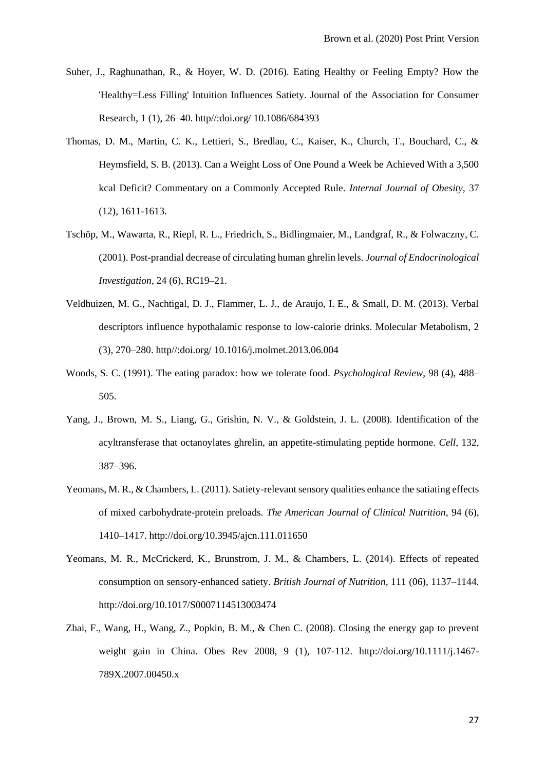Suher, J., Raghunathan, R., & Hoyer, W. D. (2016). Eating Healthy or Feeling Empty? How the 'Healthy=Less Filling' Intuition Influences Satiety. Journal of the Association for Consumer Research, 1 (1), 26–40. http//:doi.org/ 10.1086/684393

Thomas, D. M., Martin, C. K., Lettieri, S., Bredlau, C., Kaiser, K., Church, T., Bouchard, C., & Heymsfield, S. B. (2013). Can a Weight Loss of One Pound a Week be Achieved With a 3,500 kcal Deficit? Commentary on a Commonly Accepted Rule. *Internal Journal of Obesity*, 37 (12), 1611-1613.

Tschöp, M., Wawarta, R., Riepl, R. L., Friedrich, S., Bidlingmaier, M., Landgraf, R., & Folwaczny, C. (2001). Post-prandial decrease of circulating human ghrelin levels. *Journal of Endocrinological Investigation*, 24 (6), RC19–21.

Veldhuizen, M. G., Nachtigal, D. J., Flammer, L. J., de Araujo, I. E., & Small, D. M. (2013). Verbal descriptors influence hypothalamic response to low-calorie drinks. Molecular Metabolism, 2 (3), 270–280. http//:doi.org/ 10.1016/j.molmet.2013.06.004

Woods, S. C. (1991). The eating paradox: how we tolerate food. *Psychological Review*, 98 (4), 488–505.

Yang, J., Brown, M. S., Liang, G., Grishin, N. V., & Goldstein, J. L. (2008). Identification of the acyltransferase that octanoylates ghrelin, an appetite-stimulating peptide hormone. *Cell*, 132, 387–396.

Yeomans, M. R., & Chambers, L. (2011). Satiety-relevant sensory qualities enhance the satiating effects of mixed carbohydrate-protein preloads. *The American Journal of Clinical Nutrition*, 94 (6), 1410–1417. http://doi.org/10.3945/ajcn.111.011650

Yeomans, M. R., McCrickerd, K., Brunstrom, J. M., & Chambers, L. (2014). Effects of repeated consumption on sensory-enhanced satiety. *British Journal of Nutrition*, 111 (06), 1137–1144. http://doi.org/10.1017/S0007114513003474

Zhai, F., Wang, H., Wang, Z., Popkin, B. M., & Chen C. (2008). Closing the energy gap to prevent weight gain in China. Obes Rev 2008, 9 (1), 107-112. http://doi.org/10.1111/j.1467-789X.2007.00450.x